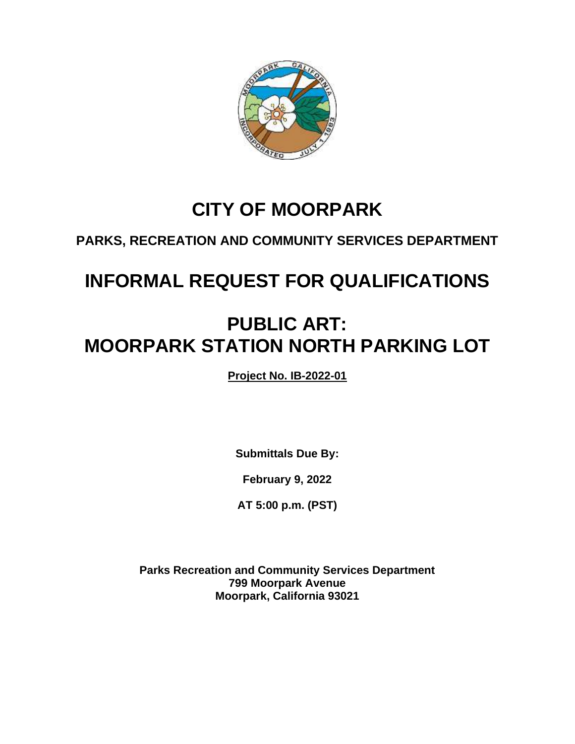# CITY OF MOORPARK

## PARKS, RECREATION AND COMMUNITY SERVICES DEPARTMENT

# INFORMAL REQUEST FOR QUALIFICATIONS

# PUBLIC ART: MOORPARK STATION NORTH PARKING LOT

**Project No. IB-2022-01**

**Submittals Due By:**

**February 9, 2022**

**AT 5:00 p.m. (PST)**

**Parks Recreation and Community Services Department**
**799 Moorpark Avenue**
**Moorpark, California 93021**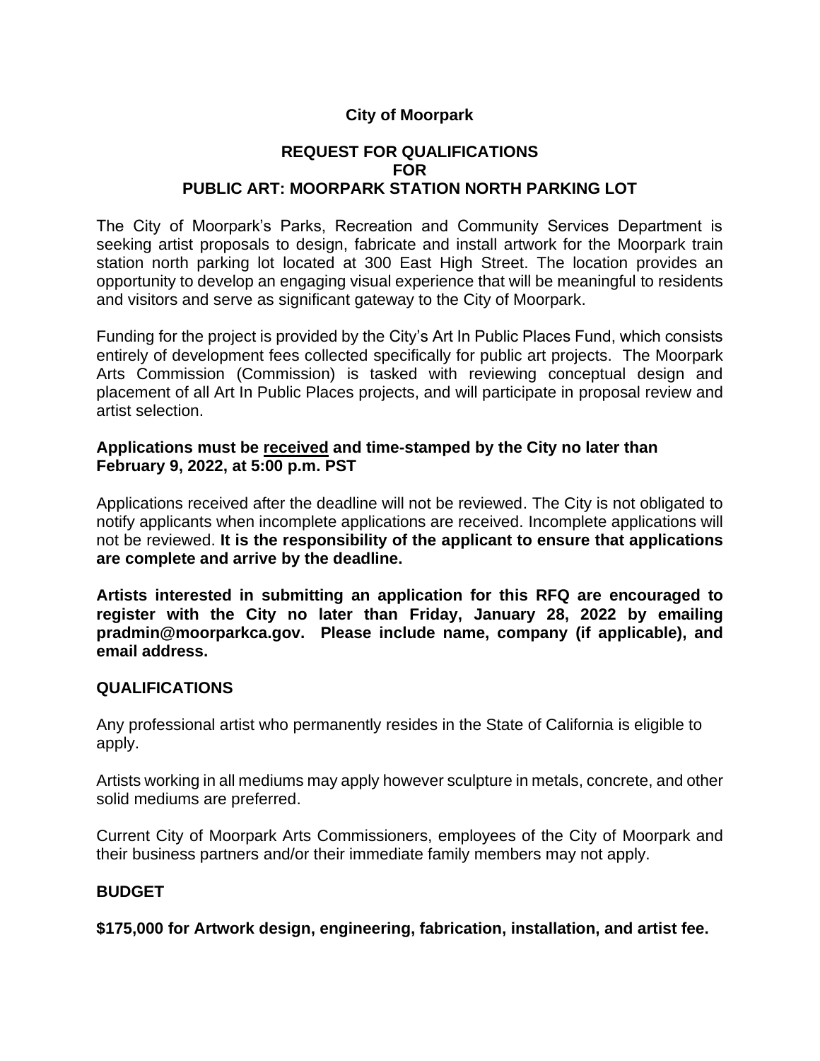**City of Moorpark**

**REQUEST FOR QUALIFICATIONS**
**FOR**
**PUBLIC ART: MOORPARK STATION NORTH PARKING LOT**

The City of Moorpark's Parks, Recreation and Community Services Department is seeking artist proposals to design, fabricate and install artwork for the Moorpark train station north parking lot located at 300 East High Street. The location provides an opportunity to develop an engaging visual experience that will be meaningful to residents and visitors and serve as significant gateway to the City of Moorpark.

Funding for the project is provided by the City's Art In Public Places Fund, which consists entirely of development fees collected specifically for public art projects. The Moorpark Arts Commission (Commission) is tasked with reviewing conceptual design and placement of all Art In Public Places projects, and will participate in proposal review and artist selection.

**Applications must be <u>received</u> and time-stamped by the City no later than February 9, 2022, at 5:00 p.m. PST**

Applications received after the deadline will not be reviewed. The City is not obligated to notify applicants when incomplete applications are received. Incomplete applications will not be reviewed. **It is the responsibility of the applicant to ensure that applications are complete and arrive by the deadline.**

**Artists interested in submitting an application for this RFQ are encouraged to register with the City no later than Friday, January 28, 2022 by emailing pradmin@moorparkca.gov. Please include name, company (if applicable), and email address.**

## QUALIFICATIONS

Any professional artist who permanently resides in the State of California is eligible to apply.

Artists working in all mediums may apply however sculpture in metals, concrete, and other solid mediums are preferred.

Current City of Moorpark Arts Commissioners, employees of the City of Moorpark and their business partners and/or their immediate family members may not apply.

## BUDGET

**$175,000 for Artwork design, engineering, fabrication, installation, and artist fee.**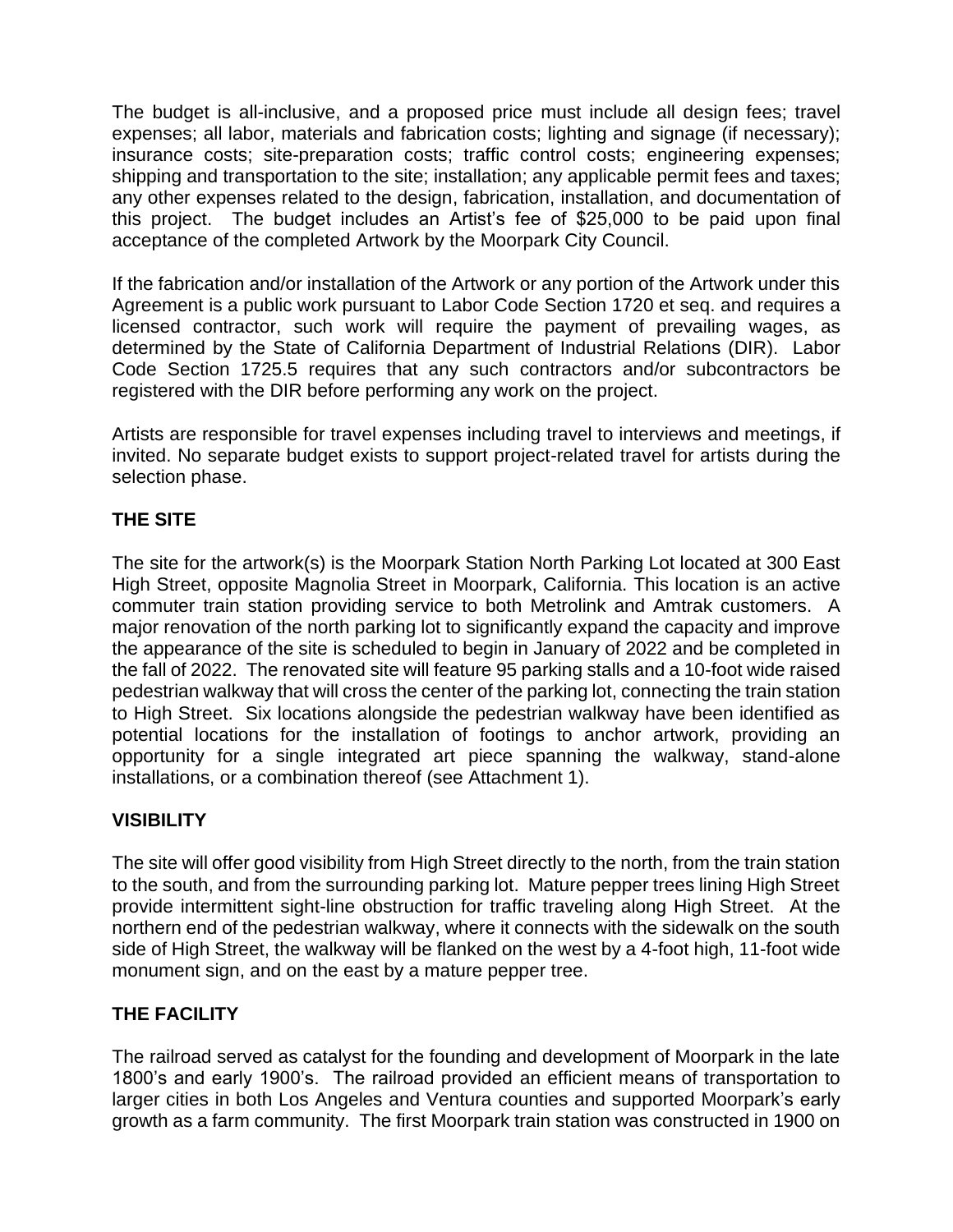The budget is all-inclusive, and a proposed price must include all design fees; travel expenses; all labor, materials and fabrication costs; lighting and signage (if necessary); insurance costs; site-preparation costs; traffic control costs; engineering expenses; shipping and transportation to the site; installation; any applicable permit fees and taxes; any other expenses related to the design, fabrication, installation, and documentation of this project. The budget includes an Artist's fee of $25,000 to be paid upon final acceptance of the completed Artwork by the Moorpark City Council.

If the fabrication and/or installation of the Artwork or any portion of the Artwork under this Agreement is a public work pursuant to Labor Code Section 1720 et seq. and requires a licensed contractor, such work will require the payment of prevailing wages, as determined by the State of California Department of Industrial Relations (DIR). Labor Code Section 1725.5 requires that any such contractors and/or subcontractors be registered with the DIR before performing any work on the project.

Artists are responsible for travel expenses including travel to interviews and meetings, if invited. No separate budget exists to support project-related travel for artists during the selection phase.

## THE SITE

The site for the artwork(s) is the Moorpark Station North Parking Lot located at 300 East High Street, opposite Magnolia Street in Moorpark, California. This location is an active commuter train station providing service to both Metrolink and Amtrak customers. A major renovation of the north parking lot to significantly expand the capacity and improve the appearance of the site is scheduled to begin in January of 2022 and be completed in the fall of 2022. The renovated site will feature 95 parking stalls and a 10-foot wide raised pedestrian walkway that will cross the center of the parking lot, connecting the train station to High Street. Six locations alongside the pedestrian walkway have been identified as potential locations for the installation of footings to anchor artwork, providing an opportunity for a single integrated art piece spanning the walkway, stand-alone installations, or a combination thereof (see Attachment 1).

## VISIBILITY

The site will offer good visibility from High Street directly to the north, from the train station to the south, and from the surrounding parking lot. Mature pepper trees lining High Street provide intermittent sight-line obstruction for traffic traveling along High Street. At the northern end of the pedestrian walkway, where it connects with the sidewalk on the south side of High Street, the walkway will be flanked on the west by a 4-foot high, 11-foot wide monument sign, and on the east by a mature pepper tree.

## THE FACILITY

The railroad served as catalyst for the founding and development of Moorpark in the late 1800's and early 1900's. The railroad provided an efficient means of transportation to larger cities in both Los Angeles and Ventura counties and supported Moorpark's early growth as a farm community. The first Moorpark train station was constructed in 1900 on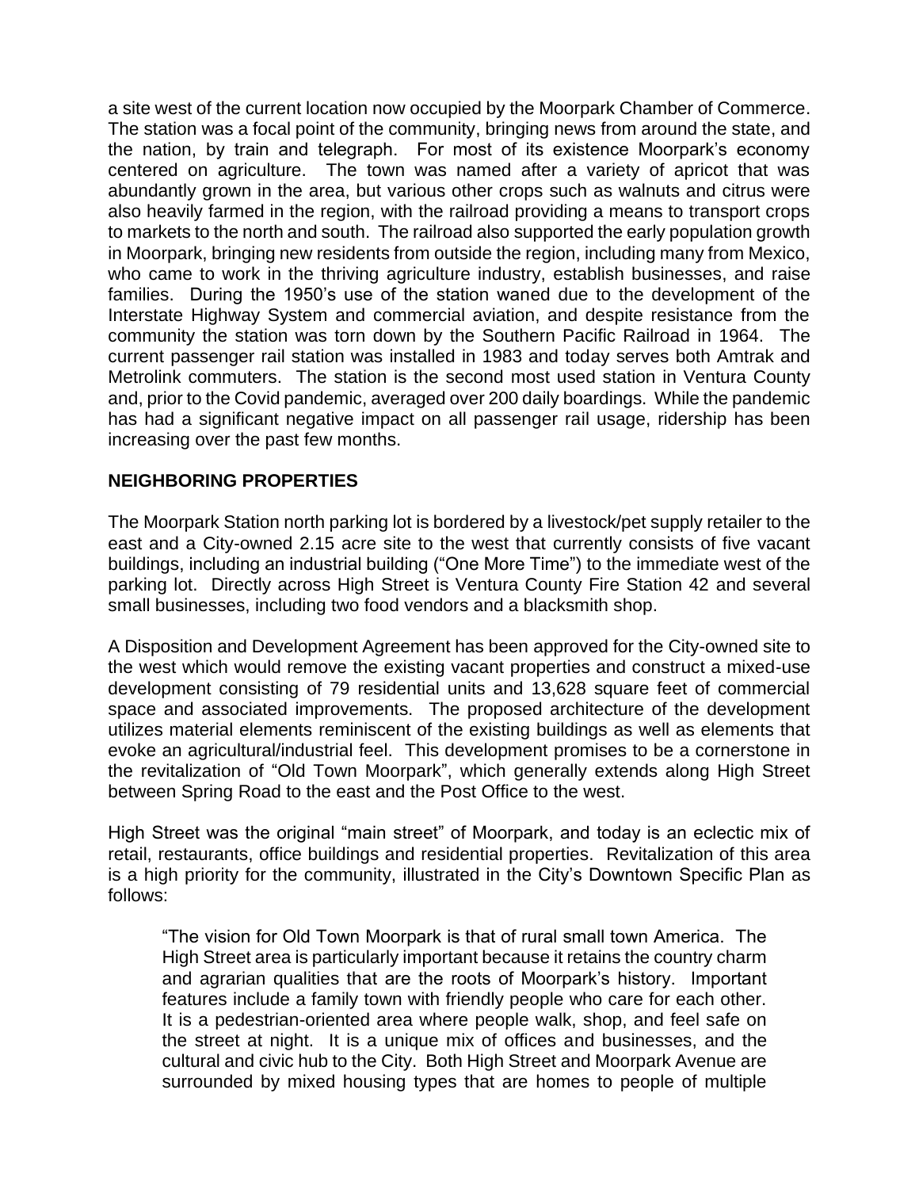a site west of the current location now occupied by the Moorpark Chamber of Commerce. The station was a focal point of the community, bringing news from around the state, and the nation, by train and telegraph. For most of its existence Moorpark's economy centered on agriculture. The town was named after a variety of apricot that was abundantly grown in the area, but various other crops such as walnuts and citrus were also heavily farmed in the region, with the railroad providing a means to transport crops to markets to the north and south. The railroad also supported the early population growth in Moorpark, bringing new residents from outside the region, including many from Mexico, who came to work in the thriving agriculture industry, establish businesses, and raise families. During the 1950's use of the station waned due to the development of the Interstate Highway System and commercial aviation, and despite resistance from the community the station was torn down by the Southern Pacific Railroad in 1964. The current passenger rail station was installed in 1983 and today serves both Amtrak and Metrolink commuters. The station is the second most used station in Ventura County and, prior to the Covid pandemic, averaged over 200 daily boardings. While the pandemic has had a significant negative impact on all passenger rail usage, ridership has been increasing over the past few months.

**NEIGHBORING PROPERTIES**

The Moorpark Station north parking lot is bordered by a livestock/pet supply retailer to the east and a City-owned 2.15 acre site to the west that currently consists of five vacant buildings, including an industrial building ("One More Time") to the immediate west of the parking lot. Directly across High Street is Ventura County Fire Station 42 and several small businesses, including two food vendors and a blacksmith shop.

A Disposition and Development Agreement has been approved for the City-owned site to the west which would remove the existing vacant properties and construct a mixed-use development consisting of 79 residential units and 13,628 square feet of commercial space and associated improvements. The proposed architecture of the development utilizes material elements reminiscent of the existing buildings as well as elements that evoke an agricultural/industrial feel. This development promises to be a cornerstone in the revitalization of "Old Town Moorpark", which generally extends along High Street between Spring Road to the east and the Post Office to the west.

High Street was the original "main street" of Moorpark, and today is an eclectic mix of retail, restaurants, office buildings and residential properties. Revitalization of this area is a high priority for the community, illustrated in the City's Downtown Specific Plan as follows:

> "The vision for Old Town Moorpark is that of rural small town America. The High Street area is particularly important because it retains the country charm and agrarian qualities that are the roots of Moorpark's history. Important features include a family town with friendly people who care for each other. It is a pedestrian-oriented area where people walk, shop, and feel safe on the street at night. It is a unique mix of offices and businesses, and the cultural and civic hub to the City. Both High Street and Moorpark Avenue are surrounded by mixed housing types that are homes to people of multiple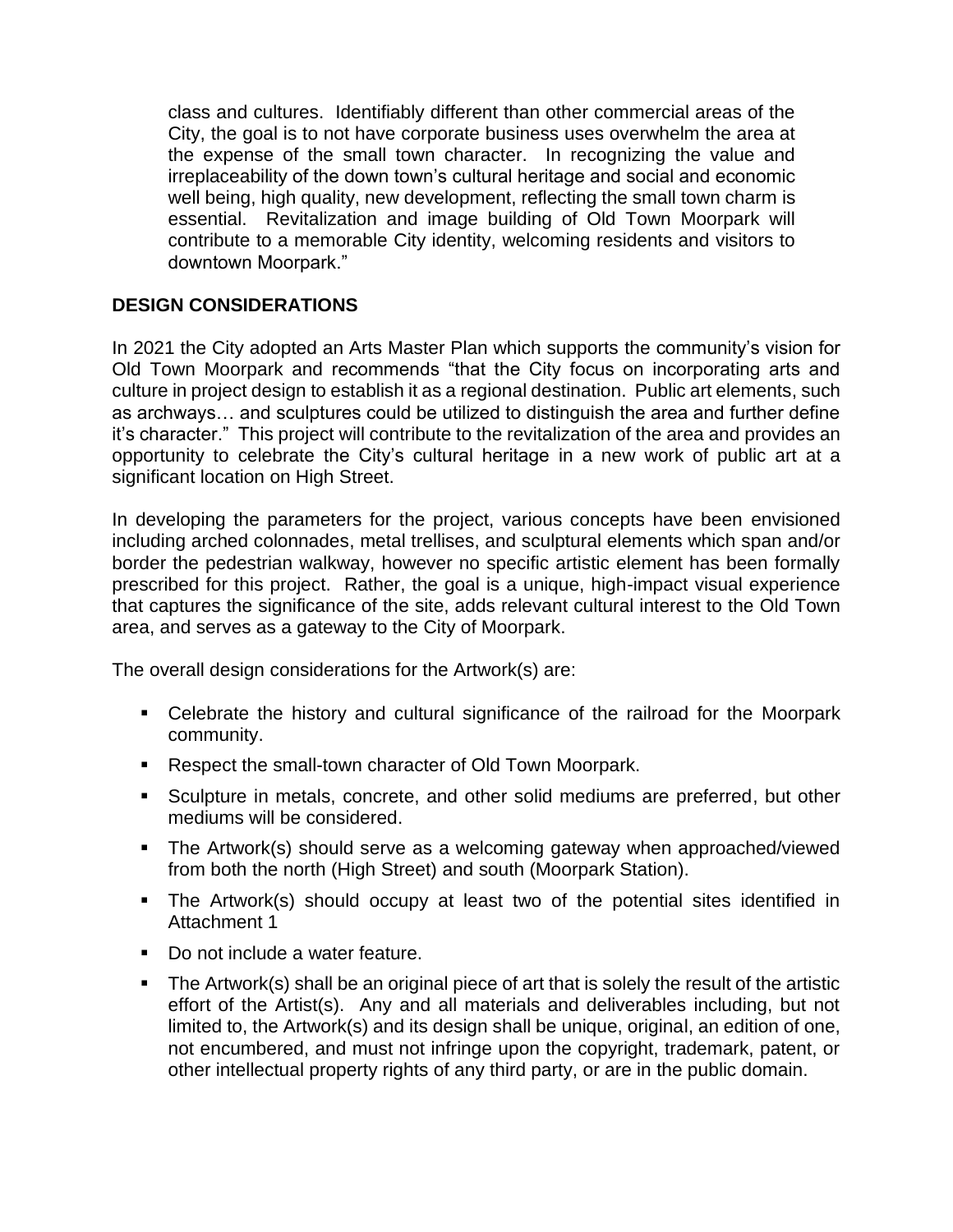class and cultures. Identifiably different than other commercial areas of the City, the goal is to not have corporate business uses overwhelm the area at the expense of the small town character. In recognizing the value and irreplaceability of the down town's cultural heritage and social and economic well being, high quality, new development, reflecting the small town charm is essential. Revitalization and image building of Old Town Moorpark will contribute to a memorable City identity, welcoming residents and visitors to downtown Moorpark."

## DESIGN CONSIDERATIONS

In 2021 the City adopted an Arts Master Plan which supports the community's vision for Old Town Moorpark and recommends "that the City focus on incorporating arts and culture in project design to establish it as a regional destination. Public art elements, such as archways… and sculptures could be utilized to distinguish the area and further define it's character." This project will contribute to the revitalization of the area and provides an opportunity to celebrate the City's cultural heritage in a new work of public art at a significant location on High Street.

In developing the parameters for the project, various concepts have been envisioned including arched colonnades, metal trellises, and sculptural elements which span and/or border the pedestrian walkway, however no specific artistic element has been formally prescribed for this project. Rather, the goal is a unique, high-impact visual experience that captures the significance of the site, adds relevant cultural interest to the Old Town area, and serves as a gateway to the City of Moorpark.

The overall design considerations for the Artwork(s) are:

- Celebrate the history and cultural significance of the railroad for the Moorpark community.
- Respect the small-town character of Old Town Moorpark.
- Sculpture in metals, concrete, and other solid mediums are preferred, but other mediums will be considered.
- The Artwork(s) should serve as a welcoming gateway when approached/viewed from both the north (High Street) and south (Moorpark Station).
- The Artwork(s) should occupy at least two of the potential sites identified in Attachment 1
- Do not include a water feature.
- The Artwork(s) shall be an original piece of art that is solely the result of the artistic effort of the Artist(s). Any and all materials and deliverables including, but not limited to, the Artwork(s) and its design shall be unique, original, an edition of one, not encumbered, and must not infringe upon the copyright, trademark, patent, or other intellectual property rights of any third party, or are in the public domain.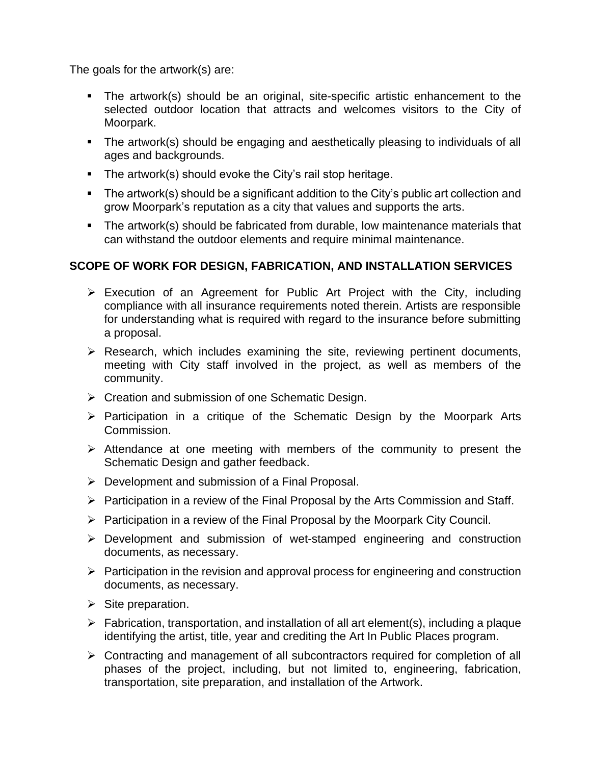The goals for the artwork(s) are:

- The artwork(s) should be an original, site-specific artistic enhancement to the selected outdoor location that attracts and welcomes visitors to the City of Moorpark.
- The artwork(s) should be engaging and aesthetically pleasing to individuals of all ages and backgrounds.
- The artwork(s) should evoke the City's rail stop heritage.
- The artwork(s) should be a significant addition to the City's public art collection and grow Moorpark's reputation as a city that values and supports the arts.
- The artwork(s) should be fabricated from durable, low maintenance materials that can withstand the outdoor elements and require minimal maintenance.

**SCOPE OF WORK FOR DESIGN, FABRICATION, AND INSTALLATION SERVICES**

- Execution of an Agreement for Public Art Project with the City, including compliance with all insurance requirements noted therein. Artists are responsible for understanding what is required with regard to the insurance before submitting a proposal.
- Research, which includes examining the site, reviewing pertinent documents, meeting with City staff involved in the project, as well as members of the community.
- Creation and submission of one Schematic Design.
- Participation in a critique of the Schematic Design by the Moorpark Arts Commission.
- Attendance at one meeting with members of the community to present the Schematic Design and gather feedback.
- Development and submission of a Final Proposal.
- Participation in a review of the Final Proposal by the Arts Commission and Staff.
- Participation in a review of the Final Proposal by the Moorpark City Council.
- Development and submission of wet-stamped engineering and construction documents, as necessary.
- Participation in the revision and approval process for engineering and construction documents, as necessary.
- Site preparation.
- Fabrication, transportation, and installation of all art element(s), including a plaque identifying the artist, title, year and crediting the Art In Public Places program.
- Contracting and management of all subcontractors required for completion of all phases of the project, including, but not limited to, engineering, fabrication, transportation, site preparation, and installation of the Artwork.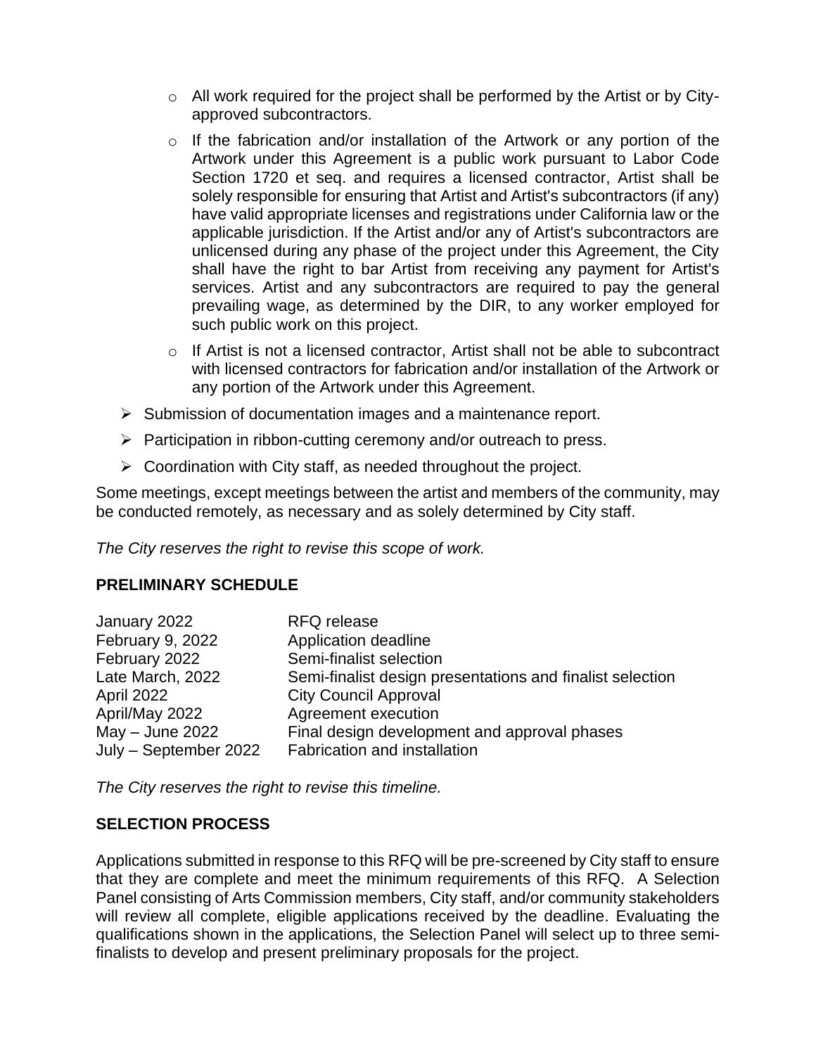- All work required for the project shall be performed by the Artist or by City-approved subcontractors.
   - If the fabrication and/or installation of the Artwork or any portion of the Artwork under this Agreement is a public work pursuant to Labor Code Section 1720 et seq. and requires a licensed contractor, Artist shall be solely responsible for ensuring that Artist and Artist's subcontractors (if any) have valid appropriate licenses and registrations under California law or the applicable jurisdiction. If the Artist and/or any of Artist's subcontractors are unlicensed during any phase of the project under this Agreement, the City shall have the right to bar Artist from receiving any payment for Artist's services. Artist and any subcontractors are required to pay the general prevailing wage, as determined by the DIR, to any worker employed for such public work on this project.
   - If Artist is not a licensed contractor, Artist shall not be able to subcontract with licensed contractors for fabrication and/or installation of the Artwork or any portion of the Artwork under this Agreement.
- Submission of documentation images and a maintenance report.
- Participation in ribbon-cutting ceremony and/or outreach to press.
- Coordination with City staff, as needed throughout the project.

Some meetings, except meetings between the artist and members of the community, may be conducted remotely, as necessary and as solely determined by City staff.

*The City reserves the right to revise this scope of work.*

**PRELIMINARY SCHEDULE**

| | |
|---|---|
| January 2022 | RFQ release |
| February 9, 2022 | Application deadline |
| February 2022 | Semi-finalist selection |
| Late March, 2022 | Semi-finalist design presentations and finalist selection |
| April 2022 | City Council Approval |
| April/May 2022 | Agreement execution |
| May – June 2022 | Final design development and approval phases |
| July – September 2022 | Fabrication and installation |

*The City reserves the right to revise this timeline.*

**SELECTION PROCESS**

Applications submitted in response to this RFQ will be pre-screened by City staff to ensure that they are complete and meet the minimum requirements of this RFQ. A Selection Panel consisting of Arts Commission members, City staff, and/or community stakeholders will review all complete, eligible applications received by the deadline. Evaluating the qualifications shown in the applications, the Selection Panel will select up to three semi-finalists to develop and present preliminary proposals for the project.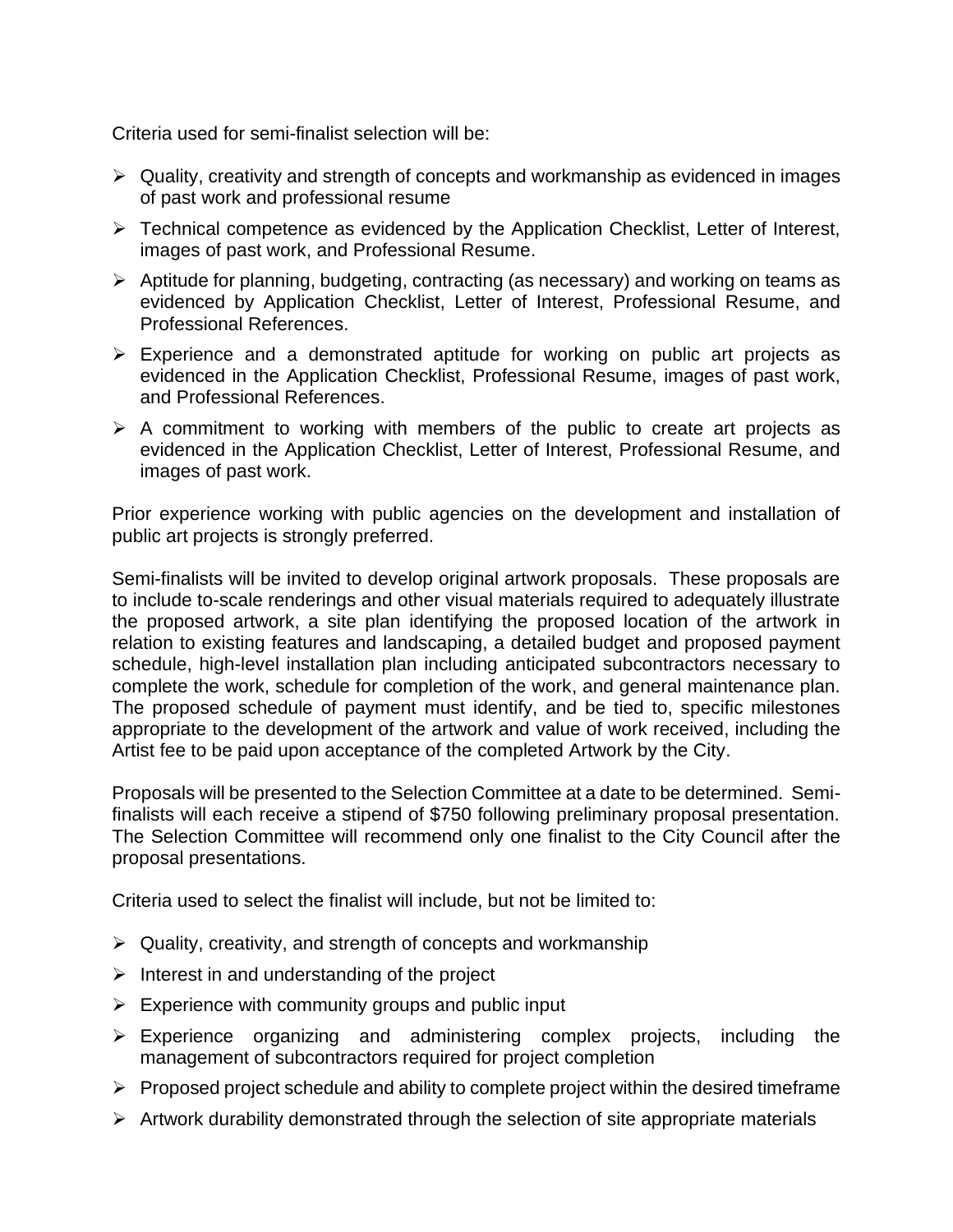Criteria used for semi-finalist selection will be:

- Quality, creativity and strength of concepts and workmanship as evidenced in images of past work and professional resume
- Technical competence as evidenced by the Application Checklist, Letter of Interest, images of past work, and Professional Resume.
- Aptitude for planning, budgeting, contracting (as necessary) and working on teams as evidenced by Application Checklist, Letter of Interest, Professional Resume, and Professional References.
- Experience and a demonstrated aptitude for working on public art projects as evidenced in the Application Checklist, Professional Resume, images of past work, and Professional References.
- A commitment to working with members of the public to create art projects as evidenced in the Application Checklist, Letter of Interest, Professional Resume, and images of past work.

Prior experience working with public agencies on the development and installation of public art projects is strongly preferred.

Semi-finalists will be invited to develop original artwork proposals. These proposals are to include to-scale renderings and other visual materials required to adequately illustrate the proposed artwork, a site plan identifying the proposed location of the artwork in relation to existing features and landscaping, a detailed budget and proposed payment schedule, high-level installation plan including anticipated subcontractors necessary to complete the work, schedule for completion of the work, and general maintenance plan. The proposed schedule of payment must identify, and be tied to, specific milestones appropriate to the development of the artwork and value of work received, including the Artist fee to be paid upon acceptance of the completed Artwork by the City.

Proposals will be presented to the Selection Committee at a date to be determined. Semi-finalists will each receive a stipend of $750 following preliminary proposal presentation. The Selection Committee will recommend only one finalist to the City Council after the proposal presentations.

Criteria used to select the finalist will include, but not be limited to:

- Quality, creativity, and strength of concepts and workmanship
- Interest in and understanding of the project
- Experience with community groups and public input
- Experience organizing and administering complex projects, including the management of subcontractors required for project completion
- Proposed project schedule and ability to complete project within the desired timeframe
- Artwork durability demonstrated through the selection of site appropriate materials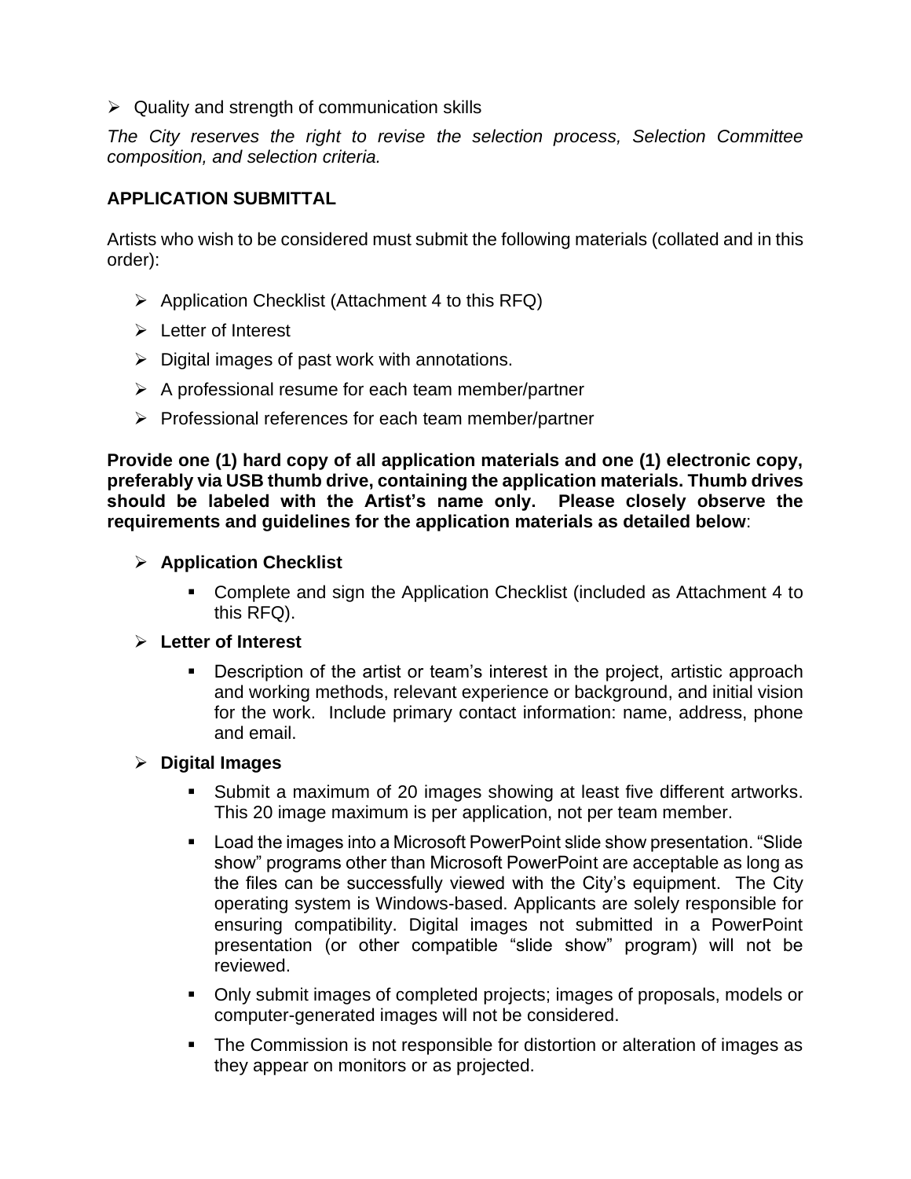- Quality and strength of communication skills

*The City reserves the right to revise the selection process, Selection Committee composition, and selection criteria.*

## APPLICATION SUBMITTAL

Artists who wish to be considered must submit the following materials (collated and in this order):

- Application Checklist (Attachment 4 to this RFQ)
- Letter of Interest
- Digital images of past work with annotations.
- A professional resume for each team member/partner
- Professional references for each team member/partner

**Provide one (1) hard copy of all application materials and one (1) electronic copy, preferably via USB thumb drive, containing the application materials. Thumb drives should be labeled with the Artist's name only. Please closely observe the requirements and guidelines for the application materials as detailed below**:

- **Application Checklist**
    - Complete and sign the Application Checklist (included as Attachment 4 to this RFQ).
- **Letter of Interest**
    - Description of the artist or team's interest in the project, artistic approach and working methods, relevant experience or background, and initial vision for the work. Include primary contact information: name, address, phone and email.
- **Digital Images**
    - Submit a maximum of 20 images showing at least five different artworks. This 20 image maximum is per application, not per team member.
    - Load the images into a Microsoft PowerPoint slide show presentation. "Slide show" programs other than Microsoft PowerPoint are acceptable as long as the files can be successfully viewed with the City's equipment. The City operating system is Windows-based. Applicants are solely responsible for ensuring compatibility. Digital images not submitted in a PowerPoint presentation (or other compatible "slide show" program) will not be reviewed.
    - Only submit images of completed projects; images of proposals, models or computer-generated images will not be considered.
    - The Commission is not responsible for distortion or alteration of images as they appear on monitors or as projected.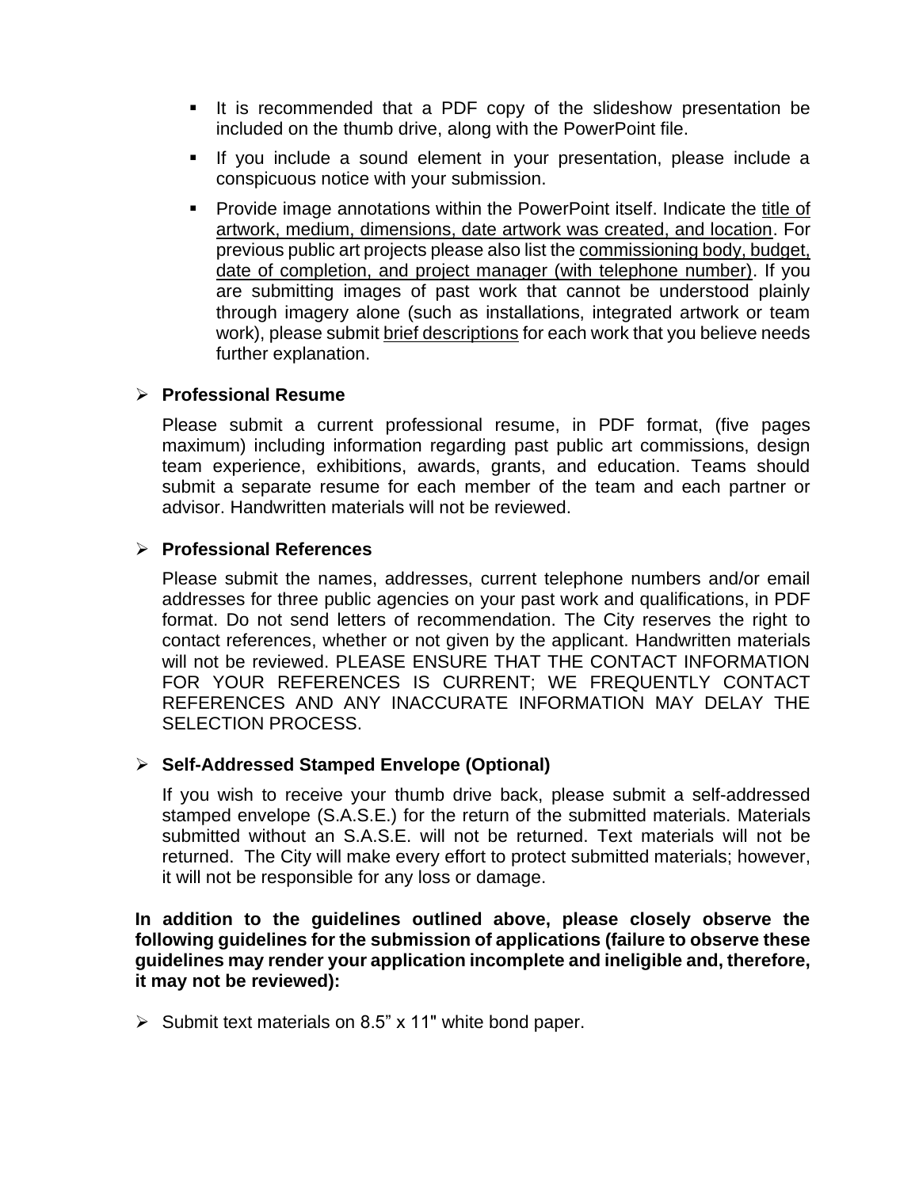- It is recommended that a PDF copy of the slideshow presentation be included on the thumb drive, along with the PowerPoint file.
- If you include a sound element in your presentation, please include a conspicuous notice with your submission.
- Provide image annotations within the PowerPoint itself. Indicate the title of artwork, medium, dimensions, date artwork was created, and location. For previous public art projects please also list the commissioning body, budget, date of completion, and project manager (with telephone number). If you are submitting images of past work that cannot be understood plainly through imagery alone (such as installations, integrated artwork or team work), please submit brief descriptions for each work that you believe needs further explanation.

- **Professional Resume**

  Please submit a current professional resume, in PDF format, (five pages maximum) including information regarding past public art commissions, design team experience, exhibitions, awards, grants, and education. Teams should submit a separate resume for each member of the team and each partner or advisor. Handwritten materials will not be reviewed.

- **Professional References**

  Please submit the names, addresses, current telephone numbers and/or email addresses for three public agencies on your past work and qualifications, in PDF format. Do not send letters of recommendation. The City reserves the right to contact references, whether or not given by the applicant. Handwritten materials will not be reviewed. PLEASE ENSURE THAT THE CONTACT INFORMATION FOR YOUR REFERENCES IS CURRENT; WE FREQUENTLY CONTACT REFERENCES AND ANY INACCURATE INFORMATION MAY DELAY THE SELECTION PROCESS.

- **Self-Addressed Stamped Envelope (Optional)**

  If you wish to receive your thumb drive back, please submit a self-addressed stamped envelope (S.A.S.E.) for the return of the submitted materials. Materials submitted without an S.A.S.E. will not be returned. Text materials will not be returned. The City will make every effort to protect submitted materials; however, it will not be responsible for any loss or damage.

**In addition to the guidelines outlined above, please closely observe the following guidelines for the submission of applications (failure to observe these guidelines may render your application incomplete and ineligible and, therefore, it may not be reviewed):**

- Submit text materials on 8.5" x 11" white bond paper.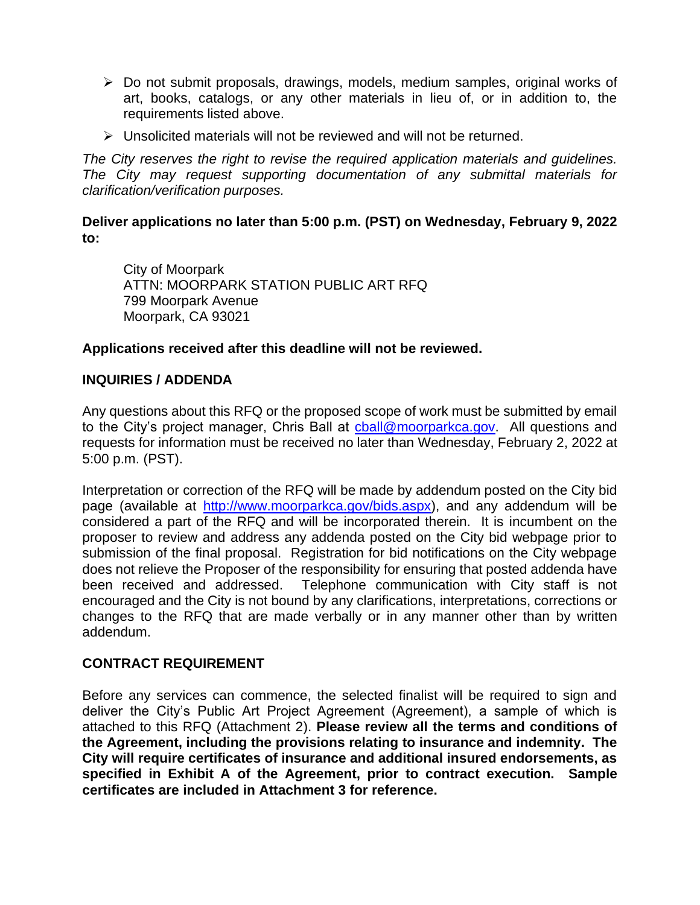- Do not submit proposals, drawings, models, medium samples, original works of art, books, catalogs, or any other materials in lieu of, or in addition to, the requirements listed above.
- Unsolicited materials will not be reviewed and will not be returned.

*The City reserves the right to revise the required application materials and guidelines. The City may request supporting documentation of any submittal materials for clarification/verification purposes.*

**Deliver applications no later than 5:00 p.m. (PST) on Wednesday, February 9, 2022 to:**

City of Moorpark
ATTN: MOORPARK STATION PUBLIC ART RFQ
799 Moorpark Avenue
Moorpark, CA 93021

**Applications received after this deadline will not be reviewed.**

## INQUIRIES / ADDENDA

Any questions about this RFQ or the proposed scope of work must be submitted by email to the City's project manager, Chris Ball at cball@moorparkca.gov. All questions and requests for information must be received no later than Wednesday, February 2, 2022 at 5:00 p.m. (PST).

Interpretation or correction of the RFQ will be made by addendum posted on the City bid page (available at http://www.moorparkca.gov/bids.aspx), and any addendum will be considered a part of the RFQ and will be incorporated therein. It is incumbent on the proposer to review and address any addenda posted on the City bid webpage prior to submission of the final proposal. Registration for bid notifications on the City webpage does not relieve the Proposer of the responsibility for ensuring that posted addenda have been received and addressed. Telephone communication with City staff is not encouraged and the City is not bound by any clarifications, interpretations, corrections or changes to the RFQ that are made verbally or in any manner other than by written addendum.

## CONTRACT REQUIREMENT

Before any services can commence, the selected finalist will be required to sign and deliver the City's Public Art Project Agreement (Agreement), a sample of which is attached to this RFQ (Attachment 2). **Please review all the terms and conditions of the Agreement, including the provisions relating to insurance and indemnity. The City will require certificates of insurance and additional insured endorsements, as specified in Exhibit A of the Agreement, prior to contract execution. Sample certificates are included in Attachment 3 for reference.**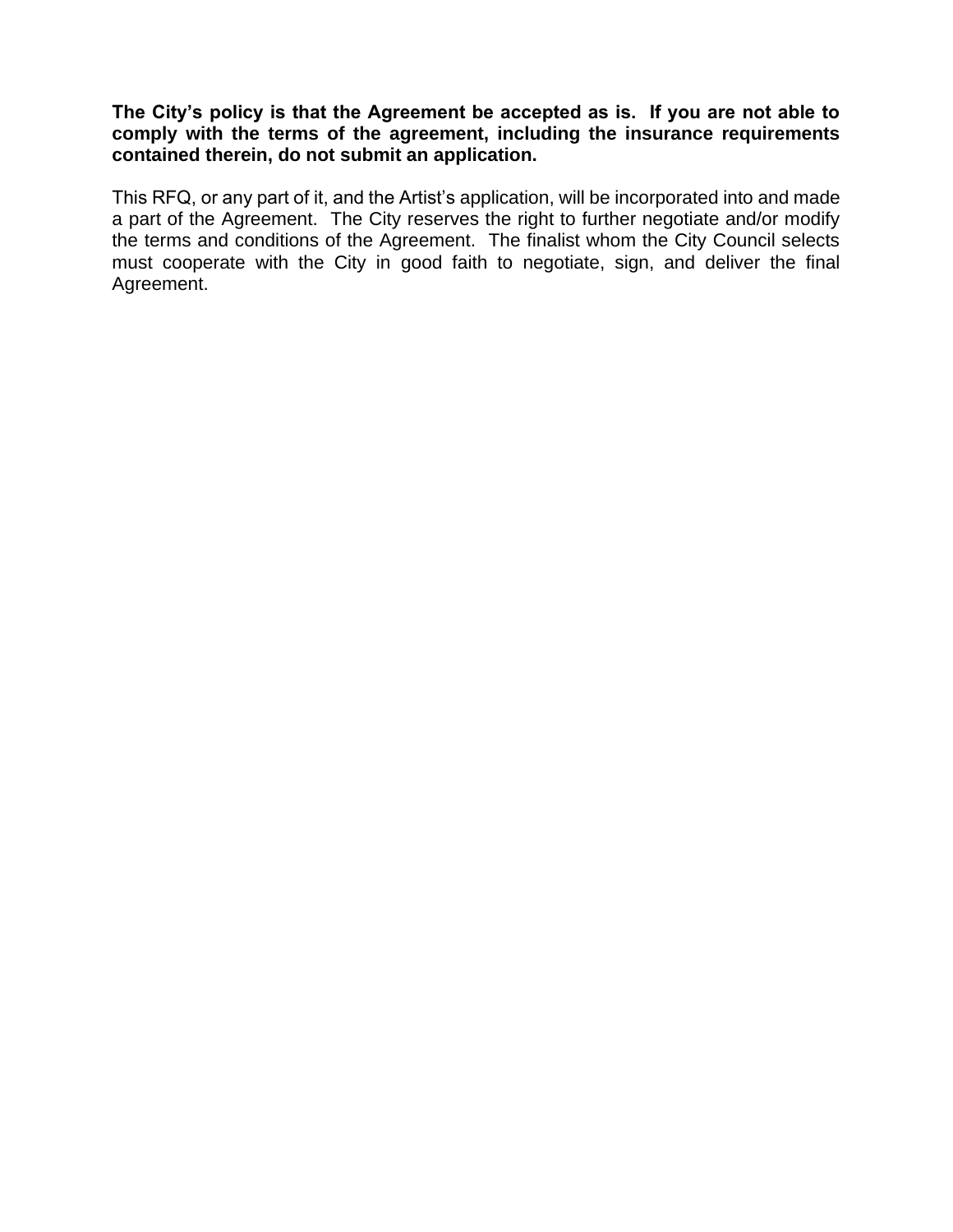**The City's policy is that the Agreement be accepted as is. If you are not able to comply with the terms of the agreement, including the insurance requirements contained therein, do not submit an application.**

This RFQ, or any part of it, and the Artist's application, will be incorporated into and made a part of the Agreement. The City reserves the right to further negotiate and/or modify the terms and conditions of the Agreement. The finalist whom the City Council selects must cooperate with the City in good faith to negotiate, sign, and deliver the final Agreement.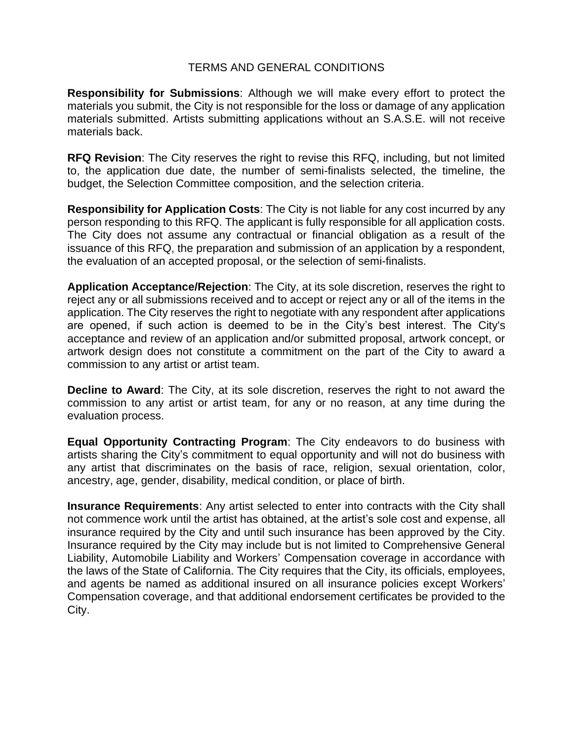## TERMS AND GENERAL CONDITIONS

**Responsibility for Submissions**: Although we will make every effort to protect the materials you submit, the City is not responsible for the loss or damage of any application materials submitted. Artists submitting applications without an S.A.S.E. will not receive materials back.

**RFQ Revision**: The City reserves the right to revise this RFQ, including, but not limited to, the application due date, the number of semi-finalists selected, the timeline, the budget, the Selection Committee composition, and the selection criteria.

**Responsibility for Application Costs**: The City is not liable for any cost incurred by any person responding to this RFQ. The applicant is fully responsible for all application costs. The City does not assume any contractual or financial obligation as a result of the issuance of this RFQ, the preparation and submission of an application by a respondent, the evaluation of an accepted proposal, or the selection of semi-finalists.

**Application Acceptance/Rejection**: The City, at its sole discretion, reserves the right to reject any or all submissions received and to accept or reject any or all of the items in the application. The City reserves the right to negotiate with any respondent after applications are opened, if such action is deemed to be in the City's best interest. The City's acceptance and review of an application and/or submitted proposal, artwork concept, or artwork design does not constitute a commitment on the part of the City to award a commission to any artist or artist team.

**Decline to Award**: The City, at its sole discretion, reserves the right to not award the commission to any artist or artist team, for any or no reason, at any time during the evaluation process.

**Equal Opportunity Contracting Program**: The City endeavors to do business with artists sharing the City's commitment to equal opportunity and will not do business with any artist that discriminates on the basis of race, religion, sexual orientation, color, ancestry, age, gender, disability, medical condition, or place of birth.

**Insurance Requirements**: Any artist selected to enter into contracts with the City shall not commence work until the artist has obtained, at the artist's sole cost and expense, all insurance required by the City and until such insurance has been approved by the City. Insurance required by the City may include but is not limited to Comprehensive General Liability, Automobile Liability and Workers' Compensation coverage in accordance with the laws of the State of California. The City requires that the City, its officials, employees, and agents be named as additional insured on all insurance policies except Workers' Compensation coverage, and that additional endorsement certificates be provided to the City.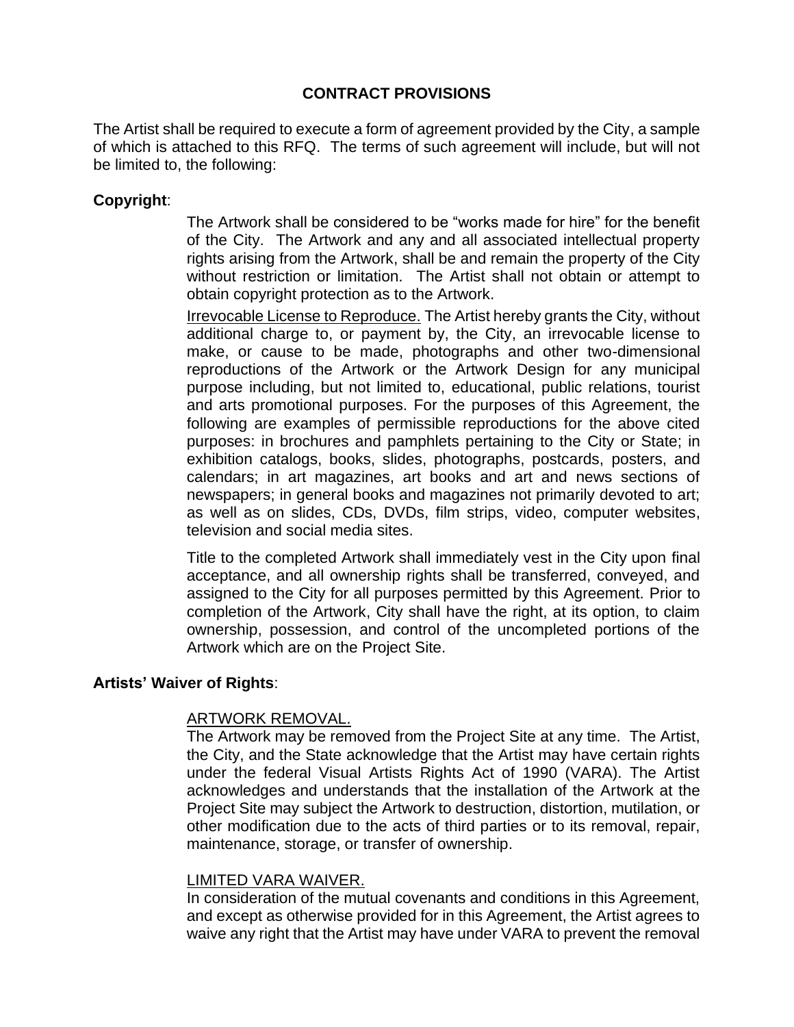## CONTRACT PROVISIONS

The Artist shall be required to execute a form of agreement provided by the City, a sample of which is attached to this RFQ. The terms of such agreement will include, but will not be limited to, the following:

**Copyright**:

The Artwork shall be considered to be "works made for hire" for the benefit of the City. The Artwork and any and all associated intellectual property rights arising from the Artwork, shall be and remain the property of the City without restriction or limitation. The Artist shall not obtain or attempt to obtain copyright protection as to the Artwork.

Irrevocable License to Reproduce. The Artist hereby grants the City, without additional charge to, or payment by, the City, an irrevocable license to make, or cause to be made, photographs and other two-dimensional reproductions of the Artwork or the Artwork Design for any municipal purpose including, but not limited to, educational, public relations, tourist and arts promotional purposes. For the purposes of this Agreement, the following are examples of permissible reproductions for the above cited purposes: in brochures and pamphlets pertaining to the City or State; in exhibition catalogs, books, slides, photographs, postcards, posters, and calendars; in art magazines, art books and art and news sections of newspapers; in general books and magazines not primarily devoted to art; as well as on slides, CDs, DVDs, film strips, video, computer websites, television and social media sites.

Title to the completed Artwork shall immediately vest in the City upon final acceptance, and all ownership rights shall be transferred, conveyed, and assigned to the City for all purposes permitted by this Agreement. Prior to completion of the Artwork, City shall have the right, at its option, to claim ownership, possession, and control of the uncompleted portions of the Artwork which are on the Project Site.

**Artists' Waiver of Rights**:

ARTWORK REMOVAL.
The Artwork may be removed from the Project Site at any time. The Artist, the City, and the State acknowledge that the Artist may have certain rights under the federal Visual Artists Rights Act of 1990 (VARA). The Artist acknowledges and understands that the installation of the Artwork at the Project Site may subject the Artwork to destruction, distortion, mutilation, or other modification due to the acts of third parties or to its removal, repair, maintenance, storage, or transfer of ownership.

LIMITED VARA WAIVER.
In consideration of the mutual covenants and conditions in this Agreement, and except as otherwise provided for in this Agreement, the Artist agrees to waive any right that the Artist may have under VARA to prevent the removal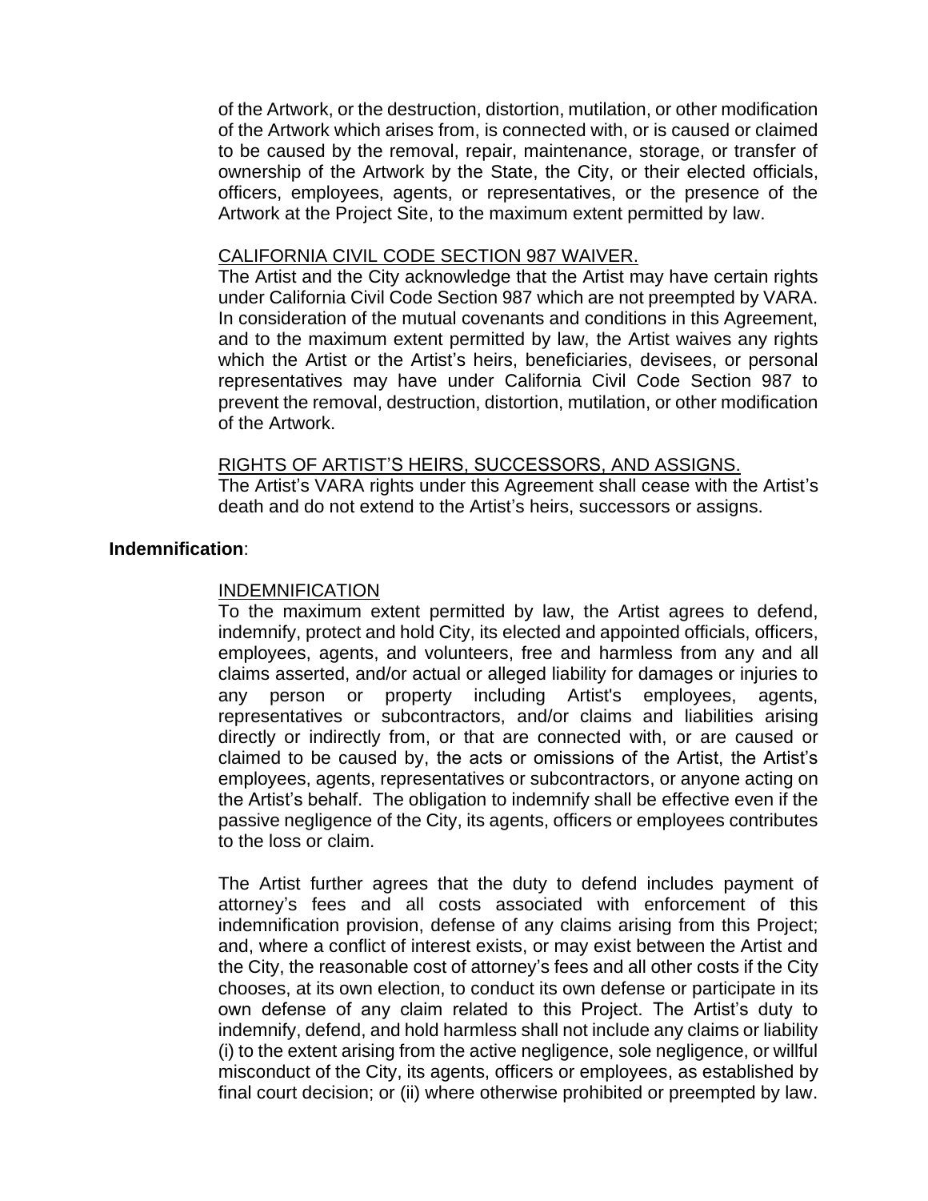of the Artwork, or the destruction, distortion, mutilation, or other modification of the Artwork which arises from, is connected with, or is caused or claimed to be caused by the removal, repair, maintenance, storage, or transfer of ownership of the Artwork by the State, the City, or their elected officials, officers, employees, agents, or representatives, or the presence of the Artwork at the Project Site, to the maximum extent permitted by law.

<u>CALIFORNIA CIVIL CODE SECTION 987 WAIVER.</u>

The Artist and the City acknowledge that the Artist may have certain rights under California Civil Code Section 987 which are not preempted by VARA. In consideration of the mutual covenants and conditions in this Agreement, and to the maximum extent permitted by law, the Artist waives any rights which the Artist or the Artist's heirs, beneficiaries, devisees, or personal representatives may have under California Civil Code Section 987 to prevent the removal, destruction, distortion, mutilation, or other modification of the Artwork.

<u>RIGHTS OF ARTIST'S HEIRS, SUCCESSORS, AND ASSIGNS.</u>

The Artist's VARA rights under this Agreement shall cease with the Artist's death and do not extend to the Artist's heirs, successors or assigns.

**Indemnification**:

<u>INDEMNIFICATION</u>

To the maximum extent permitted by law, the Artist agrees to defend, indemnify, protect and hold City, its elected and appointed officials, officers, employees, agents, and volunteers, free and harmless from any and all claims asserted, and/or actual or alleged liability for damages or injuries to any person or property including Artist's employees, agents, representatives or subcontractors, and/or claims and liabilities arising directly or indirectly from, or that are connected with, or are caused or claimed to be caused by, the acts or omissions of the Artist, the Artist's employees, agents, representatives or subcontractors, or anyone acting on the Artist's behalf. The obligation to indemnify shall be effective even if the passive negligence of the City, its agents, officers or employees contributes to the loss or claim.

The Artist further agrees that the duty to defend includes payment of attorney's fees and all costs associated with enforcement of this indemnification provision, defense of any claims arising from this Project; and, where a conflict of interest exists, or may exist between the Artist and the City, the reasonable cost of attorney's fees and all other costs if the City chooses, at its own election, to conduct its own defense or participate in its own defense of any claim related to this Project. The Artist's duty to indemnify, defend, and hold harmless shall not include any claims or liability (i) to the extent arising from the active negligence, sole negligence, or willful misconduct of the City, its agents, officers or employees, as established by final court decision; or (ii) where otherwise prohibited or preempted by law.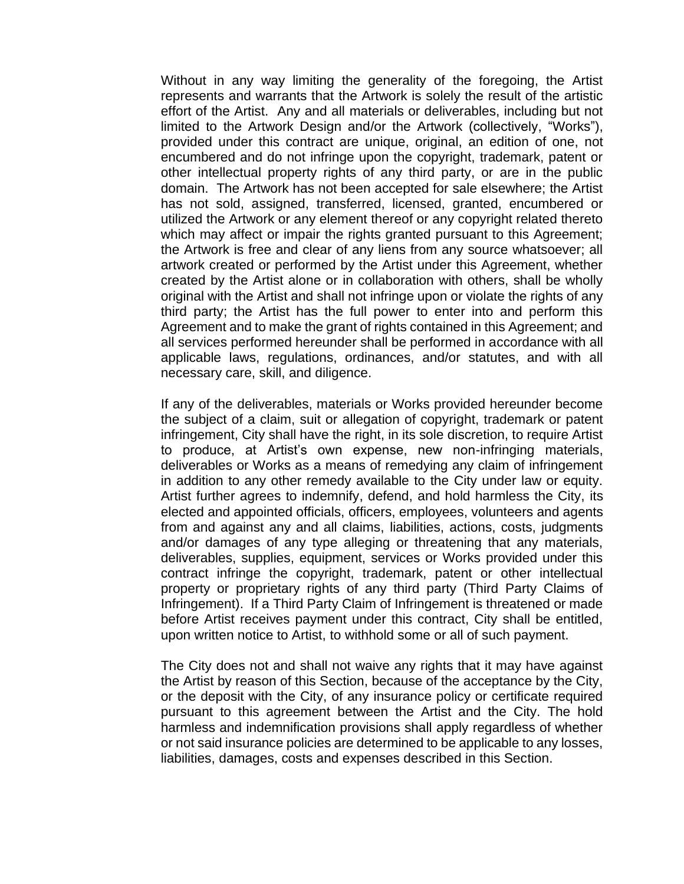Without in any way limiting the generality of the foregoing, the Artist represents and warrants that the Artwork is solely the result of the artistic effort of the Artist. Any and all materials or deliverables, including but not limited to the Artwork Design and/or the Artwork (collectively, "Works"), provided under this contract are unique, original, an edition of one, not encumbered and do not infringe upon the copyright, trademark, patent or other intellectual property rights of any third party, or are in the public domain. The Artwork has not been accepted for sale elsewhere; the Artist has not sold, assigned, transferred, licensed, granted, encumbered or utilized the Artwork or any element thereof or any copyright related thereto which may affect or impair the rights granted pursuant to this Agreement; the Artwork is free and clear of any liens from any source whatsoever; all artwork created or performed by the Artist under this Agreement, whether created by the Artist alone or in collaboration with others, shall be wholly original with the Artist and shall not infringe upon or violate the rights of any third party; the Artist has the full power to enter into and perform this Agreement and to make the grant of rights contained in this Agreement; and all services performed hereunder shall be performed in accordance with all applicable laws, regulations, ordinances, and/or statutes, and with all necessary care, skill, and diligence.

If any of the deliverables, materials or Works provided hereunder become the subject of a claim, suit or allegation of copyright, trademark or patent infringement, City shall have the right, in its sole discretion, to require Artist to produce, at Artist's own expense, new non-infringing materials, deliverables or Works as a means of remedying any claim of infringement in addition to any other remedy available to the City under law or equity. Artist further agrees to indemnify, defend, and hold harmless the City, its elected and appointed officials, officers, employees, volunteers and agents from and against any and all claims, liabilities, actions, costs, judgments and/or damages of any type alleging or threatening that any materials, deliverables, supplies, equipment, services or Works provided under this contract infringe the copyright, trademark, patent or other intellectual property or proprietary rights of any third party (Third Party Claims of Infringement). If a Third Party Claim of Infringement is threatened or made before Artist receives payment under this contract, City shall be entitled, upon written notice to Artist, to withhold some or all of such payment.

The City does not and shall not waive any rights that it may have against the Artist by reason of this Section, because of the acceptance by the City, or the deposit with the City, of any insurance policy or certificate required pursuant to this agreement between the Artist and the City. The hold harmless and indemnification provisions shall apply regardless of whether or not said insurance policies are determined to be applicable to any losses, liabilities, damages, costs and expenses described in this Section.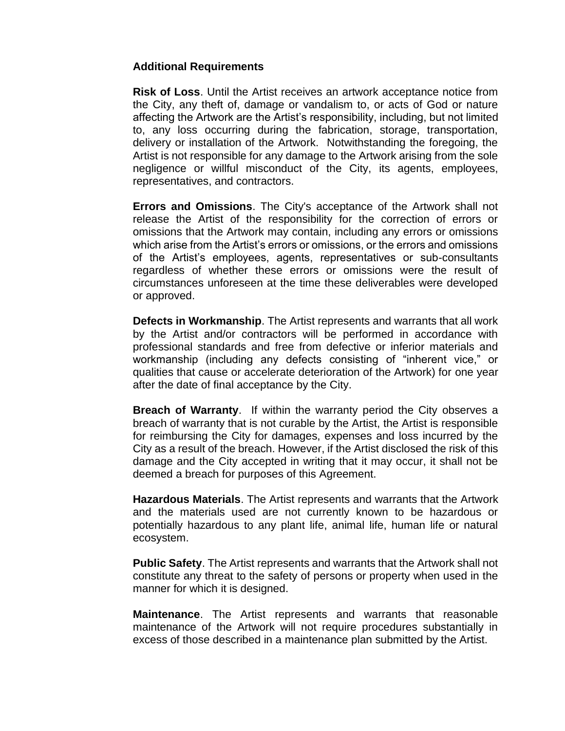**Additional Requirements**

**Risk of Loss**. Until the Artist receives an artwork acceptance notice from the City, any theft of, damage or vandalism to, or acts of God or nature affecting the Artwork are the Artist's responsibility, including, but not limited to, any loss occurring during the fabrication, storage, transportation, delivery or installation of the Artwork. Notwithstanding the foregoing, the Artist is not responsible for any damage to the Artwork arising from the sole negligence or willful misconduct of the City, its agents, employees, representatives, and contractors.

**Errors and Omissions**. The City's acceptance of the Artwork shall not release the Artist of the responsibility for the correction of errors or omissions that the Artwork may contain, including any errors or omissions which arise from the Artist's errors or omissions, or the errors and omissions of the Artist's employees, agents, representatives or sub-consultants regardless of whether these errors or omissions were the result of circumstances unforeseen at the time these deliverables were developed or approved.

**Defects in Workmanship**. The Artist represents and warrants that all work by the Artist and/or contractors will be performed in accordance with professional standards and free from defective or inferior materials and workmanship (including any defects consisting of "inherent vice," or qualities that cause or accelerate deterioration of the Artwork) for one year after the date of final acceptance by the City.

**Breach of Warranty**. If within the warranty period the City observes a breach of warranty that is not curable by the Artist, the Artist is responsible for reimbursing the City for damages, expenses and loss incurred by the City as a result of the breach. However, if the Artist disclosed the risk of this damage and the City accepted in writing that it may occur, it shall not be deemed a breach for purposes of this Agreement.

**Hazardous Materials**. The Artist represents and warrants that the Artwork and the materials used are not currently known to be hazardous or potentially hazardous to any plant life, animal life, human life or natural ecosystem.

**Public Safety**. The Artist represents and warrants that the Artwork shall not constitute any threat to the safety of persons or property when used in the manner for which it is designed.

**Maintenance**. The Artist represents and warrants that reasonable maintenance of the Artwork will not require procedures substantially in excess of those described in a maintenance plan submitted by the Artist.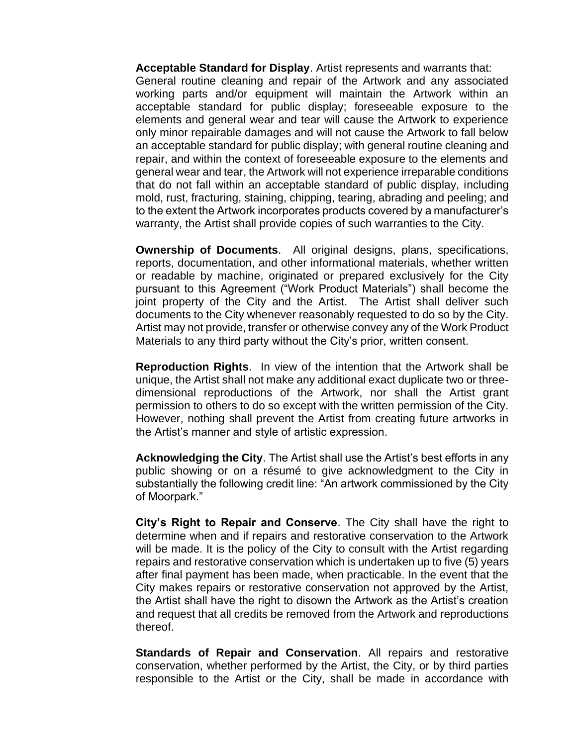**Acceptable Standard for Display**. Artist represents and warrants that: General routine cleaning and repair of the Artwork and any associated working parts and/or equipment will maintain the Artwork within an acceptable standard for public display; foreseeable exposure to the elements and general wear and tear will cause the Artwork to experience only minor repairable damages and will not cause the Artwork to fall below an acceptable standard for public display; with general routine cleaning and repair, and within the context of foreseeable exposure to the elements and general wear and tear, the Artwork will not experience irreparable conditions that do not fall within an acceptable standard of public display, including mold, rust, fracturing, staining, chipping, tearing, abrading and peeling; and to the extent the Artwork incorporates products covered by a manufacturer's warranty, the Artist shall provide copies of such warranties to the City.

**Ownership of Documents**. All original designs, plans, specifications, reports, documentation, and other informational materials, whether written or readable by machine, originated or prepared exclusively for the City pursuant to this Agreement ("Work Product Materials") shall become the joint property of the City and the Artist. The Artist shall deliver such documents to the City whenever reasonably requested to do so by the City. Artist may not provide, transfer or otherwise convey any of the Work Product Materials to any third party without the City's prior, written consent.

**Reproduction Rights**. In view of the intention that the Artwork shall be unique, the Artist shall not make any additional exact duplicate two or three-dimensional reproductions of the Artwork, nor shall the Artist grant permission to others to do so except with the written permission of the City. However, nothing shall prevent the Artist from creating future artworks in the Artist's manner and style of artistic expression.

**Acknowledging the City**. The Artist shall use the Artist's best efforts in any public showing or on a résumé to give acknowledgment to the City in substantially the following credit line: "An artwork commissioned by the City of Moorpark."

**City's Right to Repair and Conserve**. The City shall have the right to determine when and if repairs and restorative conservation to the Artwork will be made. It is the policy of the City to consult with the Artist regarding repairs and restorative conservation which is undertaken up to five (5) years after final payment has been made, when practicable. In the event that the City makes repairs or restorative conservation not approved by the Artist, the Artist shall have the right to disown the Artwork as the Artist's creation and request that all credits be removed from the Artwork and reproductions thereof.

**Standards of Repair and Conservation**. All repairs and restorative conservation, whether performed by the Artist, the City, or by third parties responsible to the Artist or the City, shall be made in accordance with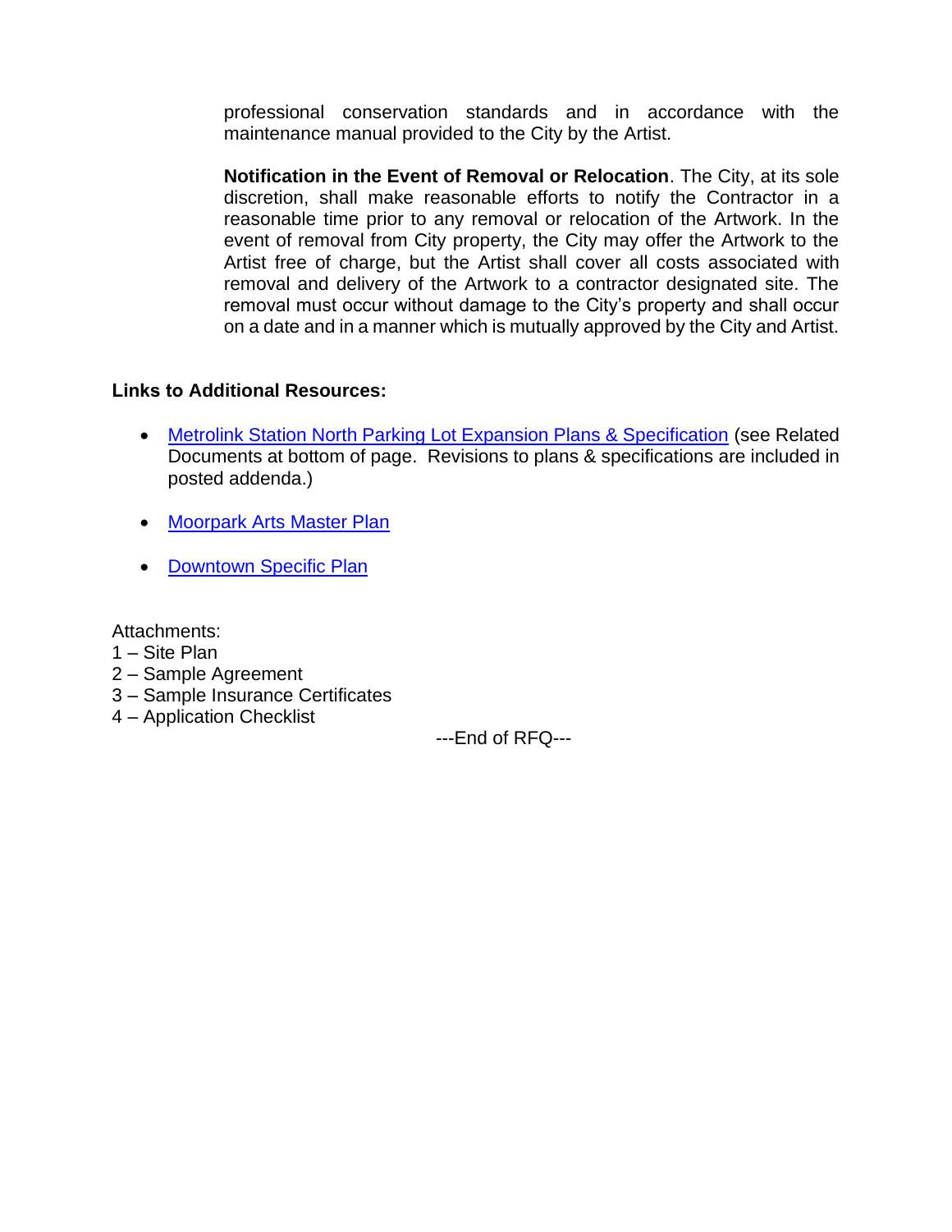professional conservation standards and in accordance with the maintenance manual provided to the City by the Artist.

**Notification in the Event of Removal or Relocation**. The City, at its sole discretion, shall make reasonable efforts to notify the Contractor in a reasonable time prior to any removal or relocation of the Artwork. In the event of removal from City property, the City may offer the Artwork to the Artist free of charge, but the Artist shall cover all costs associated with removal and delivery of the Artwork to a contractor designated site. The removal must occur without damage to the City's property and shall occur on a date and in a manner which is mutually approved by the City and Artist.

**Links to Additional Resources:**

- Metrolink Station North Parking Lot Expansion Plans & Specification (see Related Documents at bottom of page. Revisions to plans & specifications are included in posted addenda.)
- Moorpark Arts Master Plan
- Downtown Specific Plan

Attachments:
1 – Site Plan
2 – Sample Agreement
3 – Sample Insurance Certificates
4 – Application Checklist

---End of RFQ---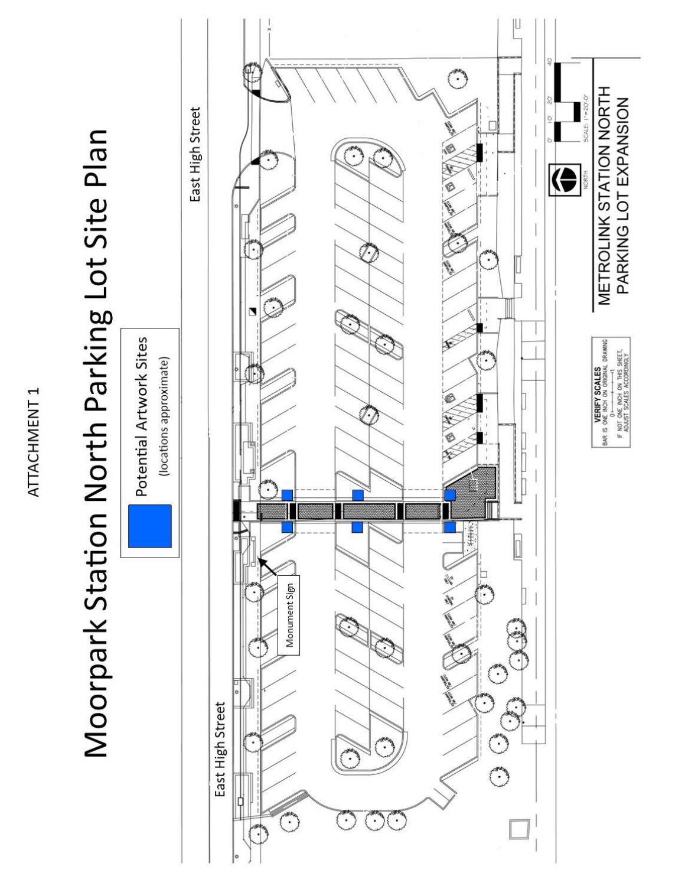ATTACHMENT 1

# Moorpark Station North Parking Lot Site Plan

Potential Artwork Sites
(locations approximate)

East High Street

East High Street

Monument Sign

VERIFY SCALES
BAR IS ONE INCH ON ORIGINAL DRAWING
IF NOT ONE INCH ON THIS SHEET, ADJUST SCALES ACCORDINGLY

NORTH

SCALE: 1"=20'-0"

METROLINK STATION NORTH
PARKING LOT EXPANSION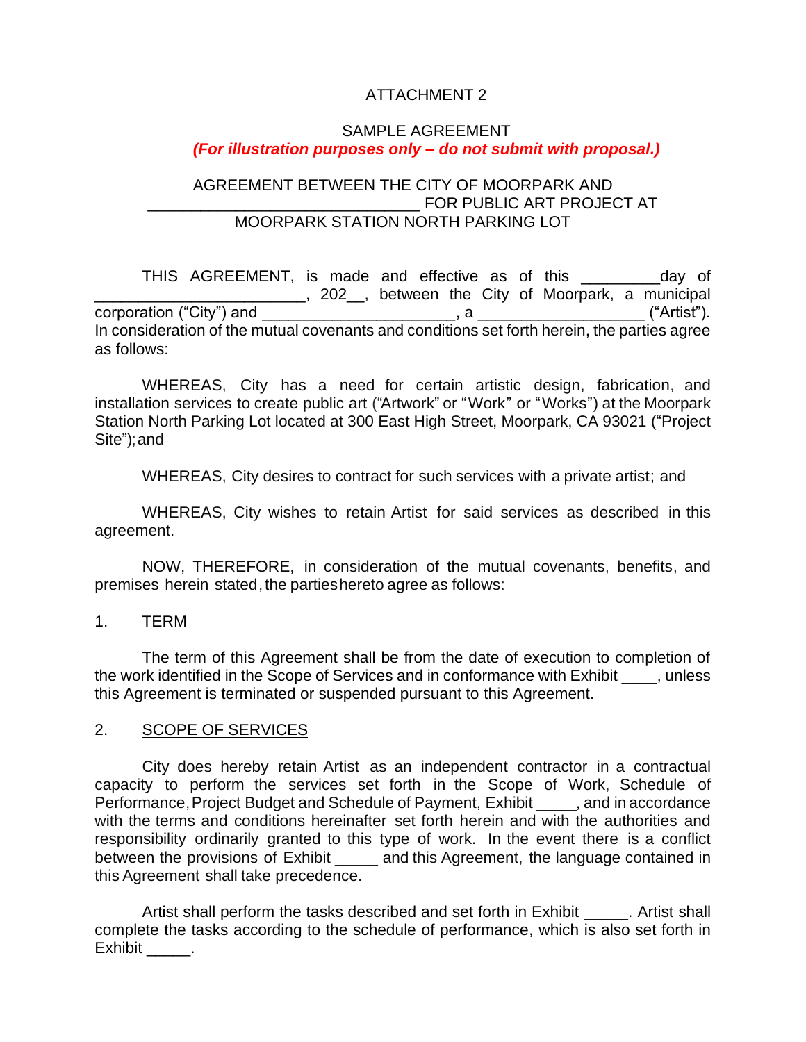ATTACHMENT 2

SAMPLE AGREEMENT

***(For illustration purposes only – do not submit with proposal.)***

AGREEMENT BETWEEN THE CITY OF MOORPARK AND _______________________________ FOR PUBLIC ART PROJECT AT MOORPARK STATION NORTH PARKING LOT

THIS AGREEMENT, is made and effective as of this _________day of ________________________, 202__, between the City of Moorpark, a municipal corporation ("City") and ______________________, a __________________ ("Artist"). In consideration of the mutual covenants and conditions set forth herein, the parties agree as follows:

WHEREAS, City has a need for certain artistic design, fabrication, and installation services to create public art ("Artwork" or "Work" or "Works") at the Moorpark Station North Parking Lot located at 300 East High Street, Moorpark, CA 93021 ("Project Site"); and

WHEREAS, City desires to contract for such services with a private artist; and

WHEREAS, City wishes to retain Artist for said services as described in this agreement.

NOW, THEREFORE, in consideration of the mutual covenants, benefits, and premises herein stated, the parties hereto agree as follows:

1. <u>TERM</u>

The term of this Agreement shall be from the date of execution to completion of the work identified in the Scope of Services and in conformance with Exhibit ____, unless this Agreement is terminated or suspended pursuant to this Agreement.

2. <u>SCOPE OF SERVICES</u>

City does hereby retain Artist as an independent contractor in a contractual capacity to perform the services set forth in the Scope of Work, Schedule of Performance, Project Budget and Schedule of Payment, Exhibit _____, and in accordance with the terms and conditions hereinafter set forth herein and with the authorities and responsibility ordinarily granted to this type of work. In the event there is a conflict between the provisions of Exhibit _____ and this Agreement, the language contained in this Agreement shall take precedence.

Artist shall perform the tasks described and set forth in Exhibit _____. Artist shall complete the tasks according to the schedule of performance, which is also set forth in Exhibit _____.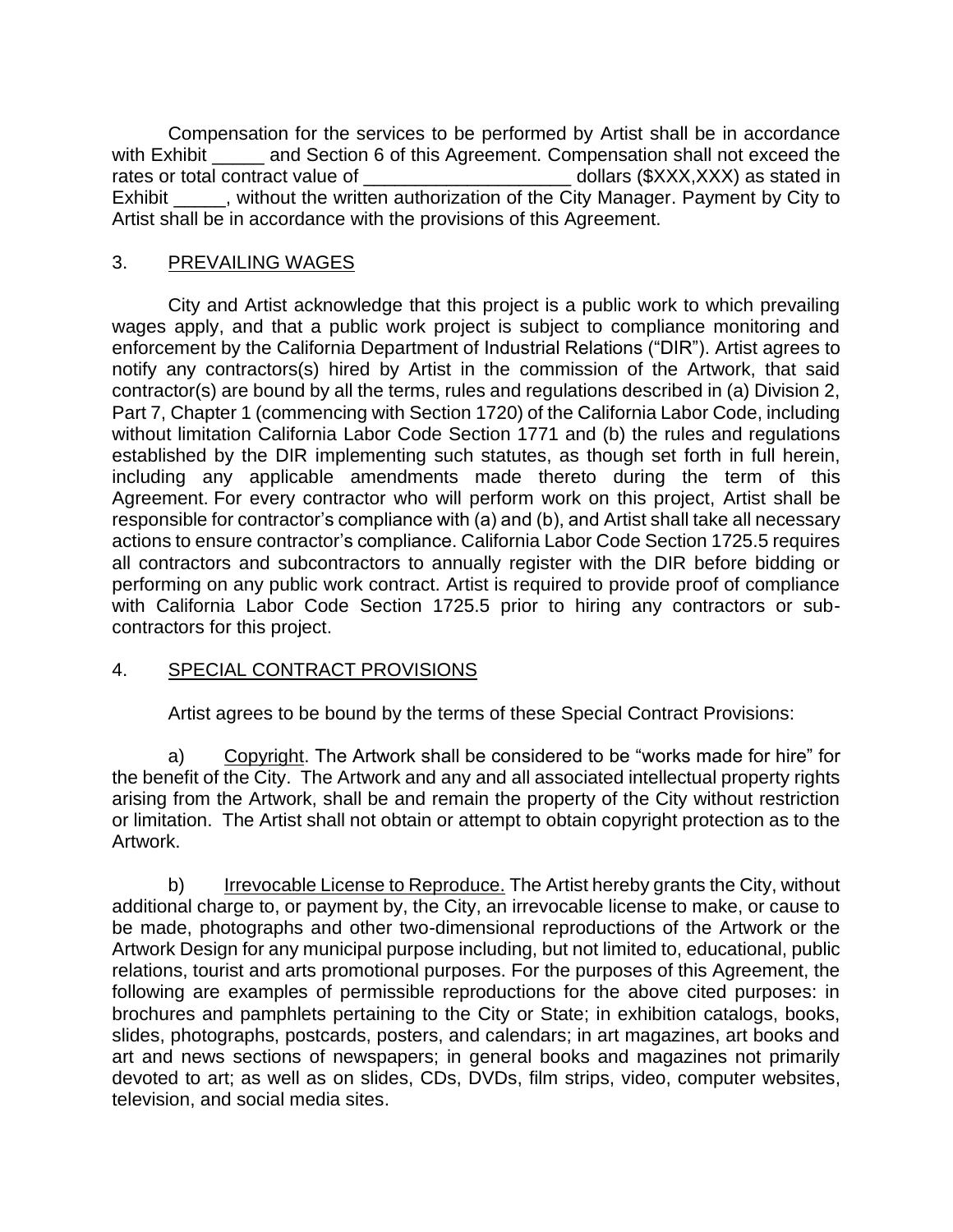Compensation for the services to be performed by Artist shall be in accordance with Exhibit _____ and Section 6 of this Agreement. Compensation shall not exceed the rates or total contract value of ____________________ dollars ($XXX,XXX) as stated in Exhibit _____, without the written authorization of the City Manager. Payment by City to Artist shall be in accordance with the provisions of this Agreement.

## 3. PREVAILING WAGES

City and Artist acknowledge that this project is a public work to which prevailing wages apply, and that a public work project is subject to compliance monitoring and enforcement by the California Department of Industrial Relations ("DIR"). Artist agrees to notify any contractors(s) hired by Artist in the commission of the Artwork, that said contractor(s) are bound by all the terms, rules and regulations described in (a) Division 2, Part 7, Chapter 1 (commencing with Section 1720) of the California Labor Code, including without limitation California Labor Code Section 1771 and (b) the rules and regulations established by the DIR implementing such statutes, as though set forth in full herein, including any applicable amendments made thereto during the term of this Agreement. For every contractor who will perform work on this project, Artist shall be responsible for contractor's compliance with (a) and (b), and Artist shall take all necessary actions to ensure contractor's compliance. California Labor Code Section 1725.5 requires all contractors and subcontractors to annually register with the DIR before bidding or performing on any public work contract. Artist is required to provide proof of compliance with California Labor Code Section 1725.5 prior to hiring any contractors or sub-contractors for this project.

## 4. SPECIAL CONTRACT PROVISIONS

Artist agrees to be bound by the terms of these Special Contract Provisions:

a) Copyright. The Artwork shall be considered to be "works made for hire" for the benefit of the City. The Artwork and any and all associated intellectual property rights arising from the Artwork, shall be and remain the property of the City without restriction or limitation. The Artist shall not obtain or attempt to obtain copyright protection as to the Artwork.

b) Irrevocable License to Reproduce. The Artist hereby grants the City, without additional charge to, or payment by, the City, an irrevocable license to make, or cause to be made, photographs and other two-dimensional reproductions of the Artwork or the Artwork Design for any municipal purpose including, but not limited to, educational, public relations, tourist and arts promotional purposes. For the purposes of this Agreement, the following are examples of permissible reproductions for the above cited purposes: in brochures and pamphlets pertaining to the City or State; in exhibition catalogs, books, slides, photographs, postcards, posters, and calendars; in art magazines, art books and art and news sections of newspapers; in general books and magazines not primarily devoted to art; as well as on slides, CDs, DVDs, film strips, video, computer websites, television, and social media sites.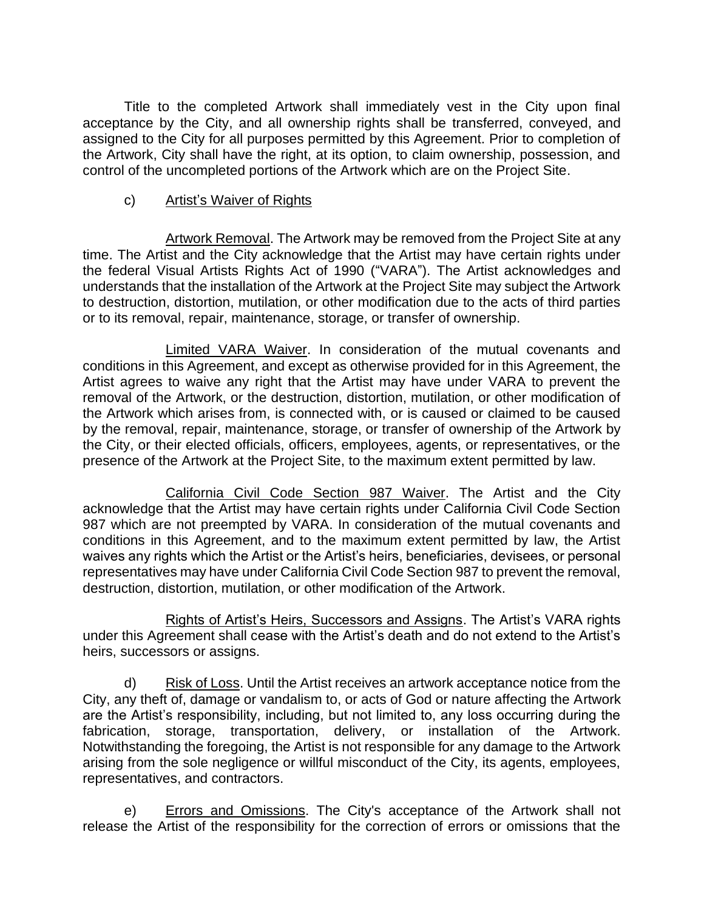Title to the completed Artwork shall immediately vest in the City upon final acceptance by the City, and all ownership rights shall be transferred, conveyed, and assigned to the City for all purposes permitted by this Agreement. Prior to completion of the Artwork, City shall have the right, at its option, to claim ownership, possession, and control of the uncompleted portions of the Artwork which are on the Project Site.

c) Artist's Waiver of Rights

Artwork Removal. The Artwork may be removed from the Project Site at any time. The Artist and the City acknowledge that the Artist may have certain rights under the federal Visual Artists Rights Act of 1990 ("VARA"). The Artist acknowledges and understands that the installation of the Artwork at the Project Site may subject the Artwork to destruction, distortion, mutilation, or other modification due to the acts of third parties or to its removal, repair, maintenance, storage, or transfer of ownership.

Limited VARA Waiver. In consideration of the mutual covenants and conditions in this Agreement, and except as otherwise provided for in this Agreement, the Artist agrees to waive any right that the Artist may have under VARA to prevent the removal of the Artwork, or the destruction, distortion, mutilation, or other modification of the Artwork which arises from, is connected with, or is caused or claimed to be caused by the removal, repair, maintenance, storage, or transfer of ownership of the Artwork by the City, or their elected officials, officers, employees, agents, or representatives, or the presence of the Artwork at the Project Site, to the maximum extent permitted by law.

California Civil Code Section 987 Waiver. The Artist and the City acknowledge that the Artist may have certain rights under California Civil Code Section 987 which are not preempted by VARA. In consideration of the mutual covenants and conditions in this Agreement, and to the maximum extent permitted by law, the Artist waives any rights which the Artist or the Artist's heirs, beneficiaries, devisees, or personal representatives may have under California Civil Code Section 987 to prevent the removal, destruction, distortion, mutilation, or other modification of the Artwork.

Rights of Artist's Heirs, Successors and Assigns. The Artist's VARA rights under this Agreement shall cease with the Artist's death and do not extend to the Artist's heirs, successors or assigns.

d) Risk of Loss. Until the Artist receives an artwork acceptance notice from the City, any theft of, damage or vandalism to, or acts of God or nature affecting the Artwork are the Artist's responsibility, including, but not limited to, any loss occurring during the fabrication, storage, transportation, delivery, or installation of the Artwork. Notwithstanding the foregoing, the Artist is not responsible for any damage to the Artwork arising from the sole negligence or willful misconduct of the City, its agents, employees, representatives, and contractors.

e) Errors and Omissions. The City's acceptance of the Artwork shall not release the Artist of the responsibility for the correction of errors or omissions that the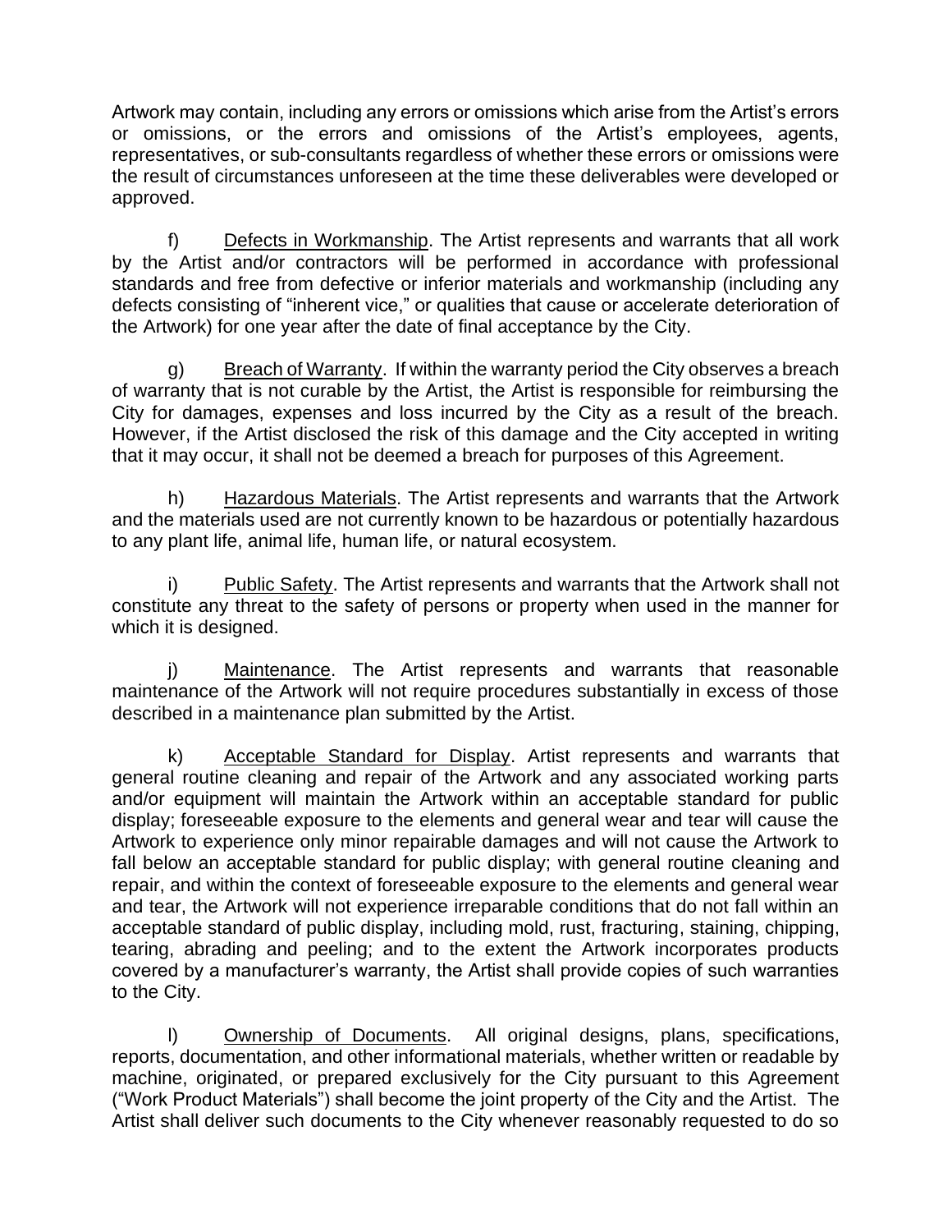Artwork may contain, including any errors or omissions which arise from the Artist's errors or omissions, or the errors and omissions of the Artist's employees, agents, representatives, or sub-consultants regardless of whether these errors or omissions were the result of circumstances unforeseen at the time these deliverables were developed or approved.

f) Defects in Workmanship. The Artist represents and warrants that all work by the Artist and/or contractors will be performed in accordance with professional standards and free from defective or inferior materials and workmanship (including any defects consisting of "inherent vice," or qualities that cause or accelerate deterioration of the Artwork) for one year after the date of final acceptance by the City.

g) Breach of Warranty. If within the warranty period the City observes a breach of warranty that is not curable by the Artist, the Artist is responsible for reimbursing the City for damages, expenses and loss incurred by the City as a result of the breach. However, if the Artist disclosed the risk of this damage and the City accepted in writing that it may occur, it shall not be deemed a breach for purposes of this Agreement.

h) Hazardous Materials. The Artist represents and warrants that the Artwork and the materials used are not currently known to be hazardous or potentially hazardous to any plant life, animal life, human life, or natural ecosystem.

i) Public Safety. The Artist represents and warrants that the Artwork shall not constitute any threat to the safety of persons or property when used in the manner for which it is designed.

j) Maintenance. The Artist represents and warrants that reasonable maintenance of the Artwork will not require procedures substantially in excess of those described in a maintenance plan submitted by the Artist.

k) Acceptable Standard for Display. Artist represents and warrants that general routine cleaning and repair of the Artwork and any associated working parts and/or equipment will maintain the Artwork within an acceptable standard for public display; foreseeable exposure to the elements and general wear and tear will cause the Artwork to experience only minor repairable damages and will not cause the Artwork to fall below an acceptable standard for public display; with general routine cleaning and repair, and within the context of foreseeable exposure to the elements and general wear and tear, the Artwork will not experience irreparable conditions that do not fall within an acceptable standard of public display, including mold, rust, fracturing, staining, chipping, tearing, abrading and peeling; and to the extent the Artwork incorporates products covered by a manufacturer's warranty, the Artist shall provide copies of such warranties to the City.

l) Ownership of Documents. All original designs, plans, specifications, reports, documentation, and other informational materials, whether written or readable by machine, originated, or prepared exclusively for the City pursuant to this Agreement ("Work Product Materials") shall become the joint property of the City and the Artist. The Artist shall deliver such documents to the City whenever reasonably requested to do so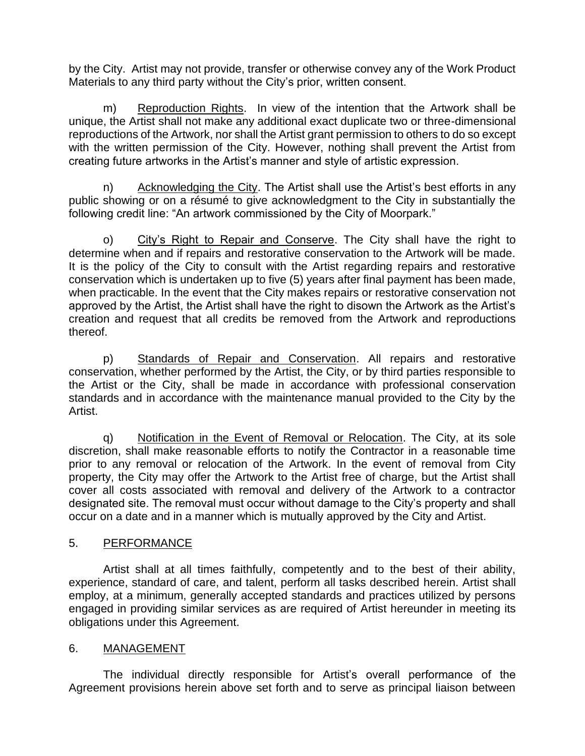by the City. Artist may not provide, transfer or otherwise convey any of the Work Product Materials to any third party without the City's prior, written consent.

m) Reproduction Rights. In view of the intention that the Artwork shall be unique, the Artist shall not make any additional exact duplicate two or three-dimensional reproductions of the Artwork, nor shall the Artist grant permission to others to do so except with the written permission of the City. However, nothing shall prevent the Artist from creating future artworks in the Artist's manner and style of artistic expression.

n) Acknowledging the City. The Artist shall use the Artist's best efforts in any public showing or on a résumé to give acknowledgment to the City in substantially the following credit line: "An artwork commissioned by the City of Moorpark."

o) City's Right to Repair and Conserve. The City shall have the right to determine when and if repairs and restorative conservation to the Artwork will be made. It is the policy of the City to consult with the Artist regarding repairs and restorative conservation which is undertaken up to five (5) years after final payment has been made, when practicable. In the event that the City makes repairs or restorative conservation not approved by the Artist, the Artist shall have the right to disown the Artwork as the Artist's creation and request that all credits be removed from the Artwork and reproductions thereof.

p) Standards of Repair and Conservation. All repairs and restorative conservation, whether performed by the Artist, the City, or by third parties responsible to the Artist or the City, shall be made in accordance with professional conservation standards and in accordance with the maintenance manual provided to the City by the Artist.

q) Notification in the Event of Removal or Relocation. The City, at its sole discretion, shall make reasonable efforts to notify the Contractor in a reasonable time prior to any removal or relocation of the Artwork. In the event of removal from City property, the City may offer the Artwork to the Artist free of charge, but the Artist shall cover all costs associated with removal and delivery of the Artwork to a contractor designated site. The removal must occur without damage to the City's property and shall occur on a date and in a manner which is mutually approved by the City and Artist.

## 5. PERFORMANCE

Artist shall at all times faithfully, competently and to the best of their ability, experience, standard of care, and talent, perform all tasks described herein. Artist shall employ, at a minimum, generally accepted standards and practices utilized by persons engaged in providing similar services as are required of Artist hereunder in meeting its obligations under this Agreement.

## 6. MANAGEMENT

The individual directly responsible for Artist's overall performance of the Agreement provisions herein above set forth and to serve as principal liaison between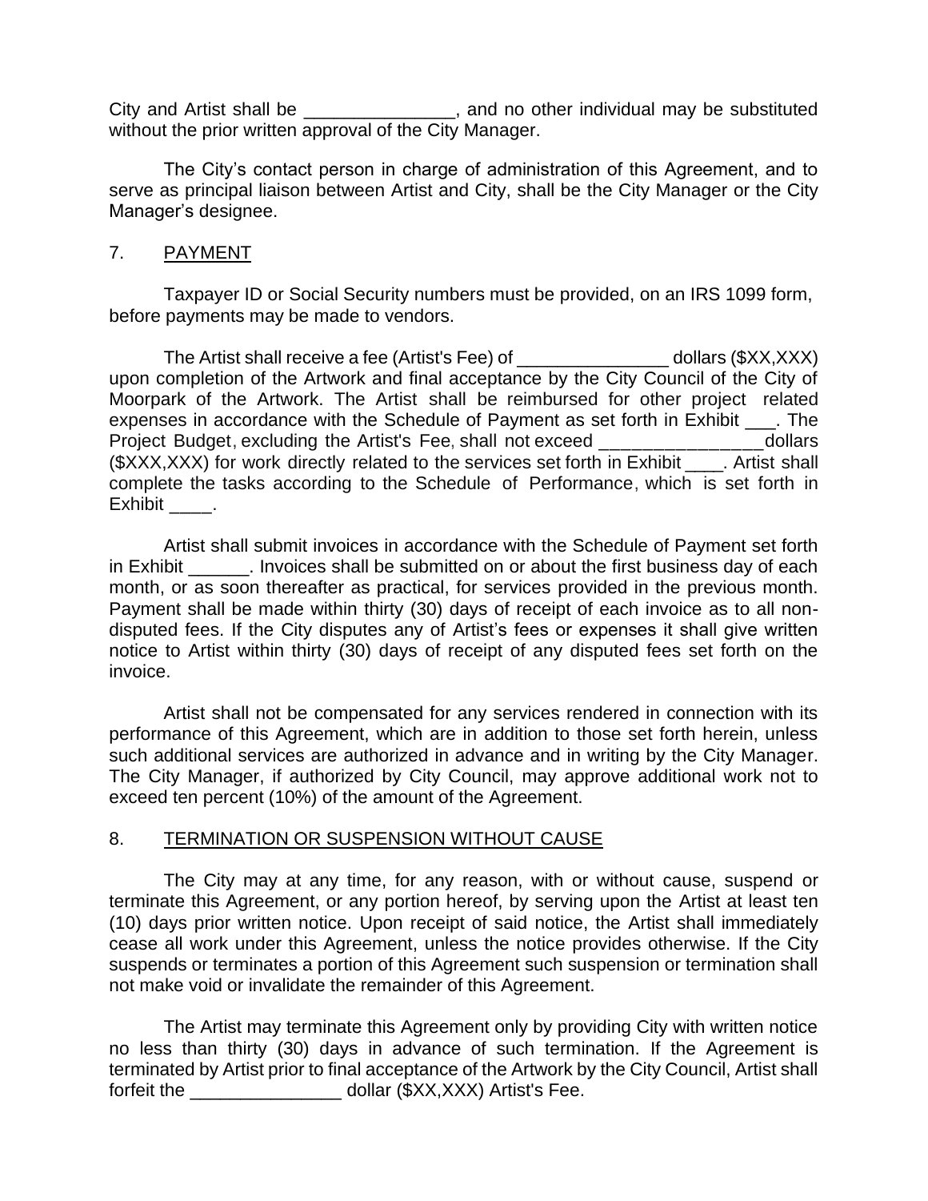City and Artist shall be _______________, and no other individual may be substituted without the prior written approval of the City Manager.

The City's contact person in charge of administration of this Agreement, and to serve as principal liaison between Artist and City, shall be the City Manager or the City Manager's designee.

## 7. PAYMENT

Taxpayer ID or Social Security numbers must be provided, on an IRS 1099 form, before payments may be made to vendors.

The Artist shall receive a fee (Artist's Fee) of _______________ dollars ($XX,XXX) upon completion of the Artwork and final acceptance by the City Council of the City of Moorpark of the Artwork. The Artist shall be reimbursed for other project related expenses in accordance with the Schedule of Payment as set forth in Exhibit ___. The Project Budget, excluding the Artist's Fee, shall not exceed ________________dollars ($XXX,XXX) for work directly related to the services set forth in Exhibit ____. Artist shall complete the tasks according to the Schedule of Performance, which is set forth in Exhibit ____.

Artist shall submit invoices in accordance with the Schedule of Payment set forth in Exhibit ______. Invoices shall be submitted on or about the first business day of each month, or as soon thereafter as practical, for services provided in the previous month. Payment shall be made within thirty (30) days of receipt of each invoice as to all non-disputed fees. If the City disputes any of Artist's fees or expenses it shall give written notice to Artist within thirty (30) days of receipt of any disputed fees set forth on the invoice.

Artist shall not be compensated for any services rendered in connection with its performance of this Agreement, which are in addition to those set forth herein, unless such additional services are authorized in advance and in writing by the City Manager. The City Manager, if authorized by City Council, may approve additional work not to exceed ten percent (10%) of the amount of the Agreement.

## 8. TERMINATION OR SUSPENSION WITHOUT CAUSE

The City may at any time, for any reason, with or without cause, suspend or terminate this Agreement, or any portion hereof, by serving upon the Artist at least ten (10) days prior written notice. Upon receipt of said notice, the Artist shall immediately cease all work under this Agreement, unless the notice provides otherwise. If the City suspends or terminates a portion of this Agreement such suspension or termination shall not make void or invalidate the remainder of this Agreement.

The Artist may terminate this Agreement only by providing City with written notice no less than thirty (30) days in advance of such termination. If the Agreement is terminated by Artist prior to final acceptance of the Artwork by the City Council, Artist shall forfeit the _______________ dollar ($XX,XXX) Artist's Fee.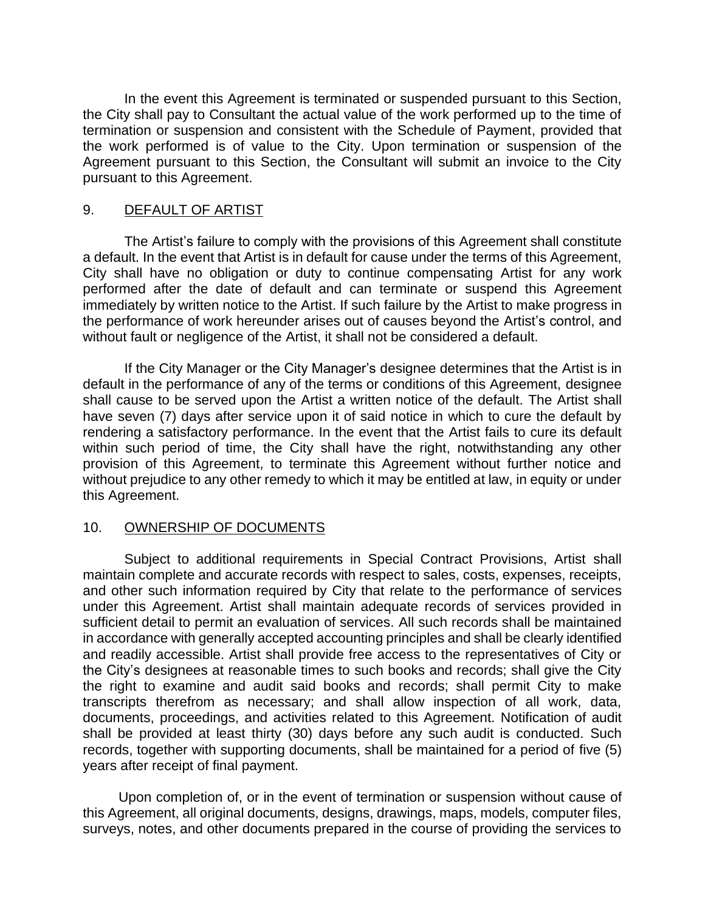In the event this Agreement is terminated or suspended pursuant to this Section, the City shall pay to Consultant the actual value of the work performed up to the time of termination or suspension and consistent with the Schedule of Payment, provided that the work performed is of value to the City. Upon termination or suspension of the Agreement pursuant to this Section, the Consultant will submit an invoice to the City pursuant to this Agreement.

## 9. DEFAULT OF ARTIST

The Artist's failure to comply with the provisions of this Agreement shall constitute a default. In the event that Artist is in default for cause under the terms of this Agreement, City shall have no obligation or duty to continue compensating Artist for any work performed after the date of default and can terminate or suspend this Agreement immediately by written notice to the Artist. If such failure by the Artist to make progress in the performance of work hereunder arises out of causes beyond the Artist's control, and without fault or negligence of the Artist, it shall not be considered a default.

If the City Manager or the City Manager's designee determines that the Artist is in default in the performance of any of the terms or conditions of this Agreement, designee shall cause to be served upon the Artist a written notice of the default. The Artist shall have seven (7) days after service upon it of said notice in which to cure the default by rendering a satisfactory performance. In the event that the Artist fails to cure its default within such period of time, the City shall have the right, notwithstanding any other provision of this Agreement, to terminate this Agreement without further notice and without prejudice to any other remedy to which it may be entitled at law, in equity or under this Agreement.

## 10. OWNERSHIP OF DOCUMENTS

Subject to additional requirements in Special Contract Provisions, Artist shall maintain complete and accurate records with respect to sales, costs, expenses, receipts, and other such information required by City that relate to the performance of services under this Agreement. Artist shall maintain adequate records of services provided in sufficient detail to permit an evaluation of services. All such records shall be maintained in accordance with generally accepted accounting principles and shall be clearly identified and readily accessible. Artist shall provide free access to the representatives of City or the City's designees at reasonable times to such books and records; shall give the City the right to examine and audit said books and records; shall permit City to make transcripts therefrom as necessary; and shall allow inspection of all work, data, documents, proceedings, and activities related to this Agreement. Notification of audit shall be provided at least thirty (30) days before any such audit is conducted. Such records, together with supporting documents, shall be maintained for a period of five (5) years after receipt of final payment.

Upon completion of, or in the event of termination or suspension without cause of this Agreement, all original documents, designs, drawings, maps, models, computer files, surveys, notes, and other documents prepared in the course of providing the services to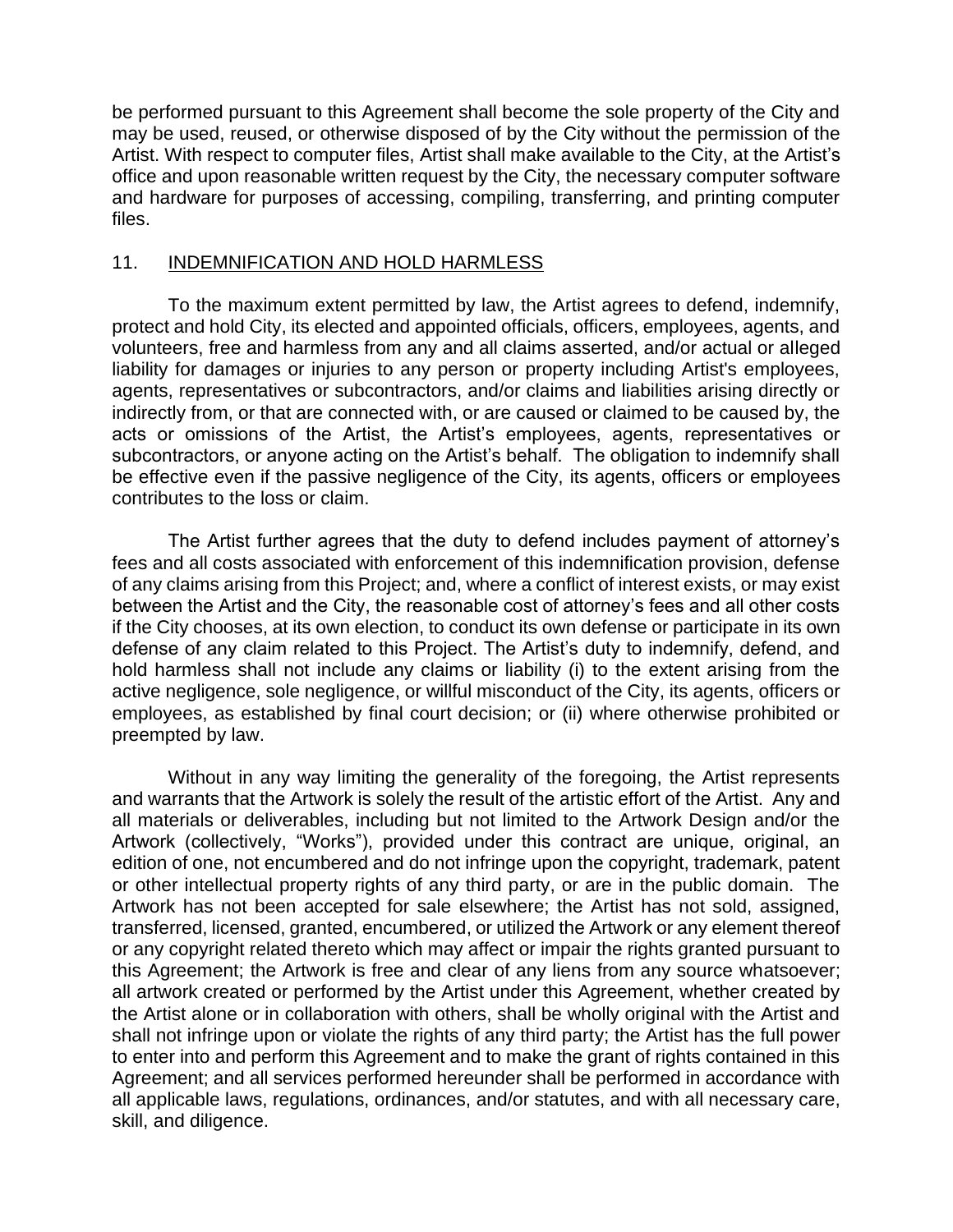be performed pursuant to this Agreement shall become the sole property of the City and may be used, reused, or otherwise disposed of by the City without the permission of the Artist. With respect to computer files, Artist shall make available to the City, at the Artist's office and upon reasonable written request by the City, the necessary computer software and hardware for purposes of accessing, compiling, transferring, and printing computer files.

## 11. INDEMNIFICATION AND HOLD HARMLESS

To the maximum extent permitted by law, the Artist agrees to defend, indemnify, protect and hold City, its elected and appointed officials, officers, employees, agents, and volunteers, free and harmless from any and all claims asserted, and/or actual or alleged liability for damages or injuries to any person or property including Artist's employees, agents, representatives or subcontractors, and/or claims and liabilities arising directly or indirectly from, or that are connected with, or are caused or claimed to be caused by, the acts or omissions of the Artist, the Artist's employees, agents, representatives or subcontractors, or anyone acting on the Artist's behalf. The obligation to indemnify shall be effective even if the passive negligence of the City, its agents, officers or employees contributes to the loss or claim.

The Artist further agrees that the duty to defend includes payment of attorney's fees and all costs associated with enforcement of this indemnification provision, defense of any claims arising from this Project; and, where a conflict of interest exists, or may exist between the Artist and the City, the reasonable cost of attorney's fees and all other costs if the City chooses, at its own election, to conduct its own defense or participate in its own defense of any claim related to this Project. The Artist's duty to indemnify, defend, and hold harmless shall not include any claims or liability (i) to the extent arising from the active negligence, sole negligence, or willful misconduct of the City, its agents, officers or employees, as established by final court decision; or (ii) where otherwise prohibited or preempted by law.

Without in any way limiting the generality of the foregoing, the Artist represents and warrants that the Artwork is solely the result of the artistic effort of the Artist. Any and all materials or deliverables, including but not limited to the Artwork Design and/or the Artwork (collectively, "Works"), provided under this contract are unique, original, an edition of one, not encumbered and do not infringe upon the copyright, trademark, patent or other intellectual property rights of any third party, or are in the public domain. The Artwork has not been accepted for sale elsewhere; the Artist has not sold, assigned, transferred, licensed, granted, encumbered, or utilized the Artwork or any element thereof or any copyright related thereto which may affect or impair the rights granted pursuant to this Agreement; the Artwork is free and clear of any liens from any source whatsoever; all artwork created or performed by the Artist under this Agreement, whether created by the Artist alone or in collaboration with others, shall be wholly original with the Artist and shall not infringe upon or violate the rights of any third party; the Artist has the full power to enter into and perform this Agreement and to make the grant of rights contained in this Agreement; and all services performed hereunder shall be performed in accordance with all applicable laws, regulations, ordinances, and/or statutes, and with all necessary care, skill, and diligence.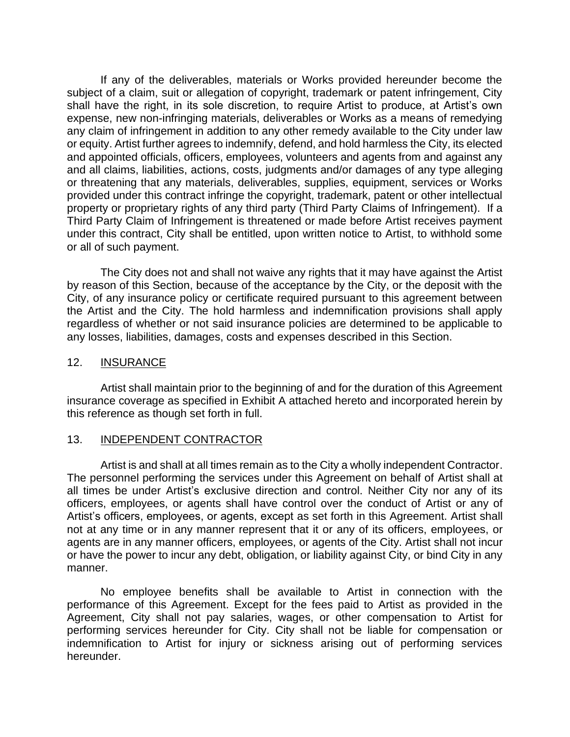If any of the deliverables, materials or Works provided hereunder become the subject of a claim, suit or allegation of copyright, trademark or patent infringement, City shall have the right, in its sole discretion, to require Artist to produce, at Artist's own expense, new non-infringing materials, deliverables or Works as a means of remedying any claim of infringement in addition to any other remedy available to the City under law or equity. Artist further agrees to indemnify, defend, and hold harmless the City, its elected and appointed officials, officers, employees, volunteers and agents from and against any and all claims, liabilities, actions, costs, judgments and/or damages of any type alleging or threatening that any materials, deliverables, supplies, equipment, services or Works provided under this contract infringe the copyright, trademark, patent or other intellectual property or proprietary rights of any third party (Third Party Claims of Infringement). If a Third Party Claim of Infringement is threatened or made before Artist receives payment under this contract, City shall be entitled, upon written notice to Artist, to withhold some or all of such payment.

The City does not and shall not waive any rights that it may have against the Artist by reason of this Section, because of the acceptance by the City, or the deposit with the City, of any insurance policy or certificate required pursuant to this agreement between the Artist and the City. The hold harmless and indemnification provisions shall apply regardless of whether or not said insurance policies are determined to be applicable to any losses, liabilities, damages, costs and expenses described in this Section.

## 12. INSURANCE

Artist shall maintain prior to the beginning of and for the duration of this Agreement insurance coverage as specified in Exhibit A attached hereto and incorporated herein by this reference as though set forth in full.

## 13. INDEPENDENT CONTRACTOR

Artist is and shall at all times remain as to the City a wholly independent Contractor. The personnel performing the services under this Agreement on behalf of Artist shall at all times be under Artist's exclusive direction and control. Neither City nor any of its officers, employees, or agents shall have control over the conduct of Artist or any of Artist's officers, employees, or agents, except as set forth in this Agreement. Artist shall not at any time or in any manner represent that it or any of its officers, employees, or agents are in any manner officers, employees, or agents of the City. Artist shall not incur or have the power to incur any debt, obligation, or liability against City, or bind City in any manner.

No employee benefits shall be available to Artist in connection with the performance of this Agreement. Except for the fees paid to Artist as provided in the Agreement, City shall not pay salaries, wages, or other compensation to Artist for performing services hereunder for City. City shall not be liable for compensation or indemnification to Artist for injury or sickness arising out of performing services hereunder.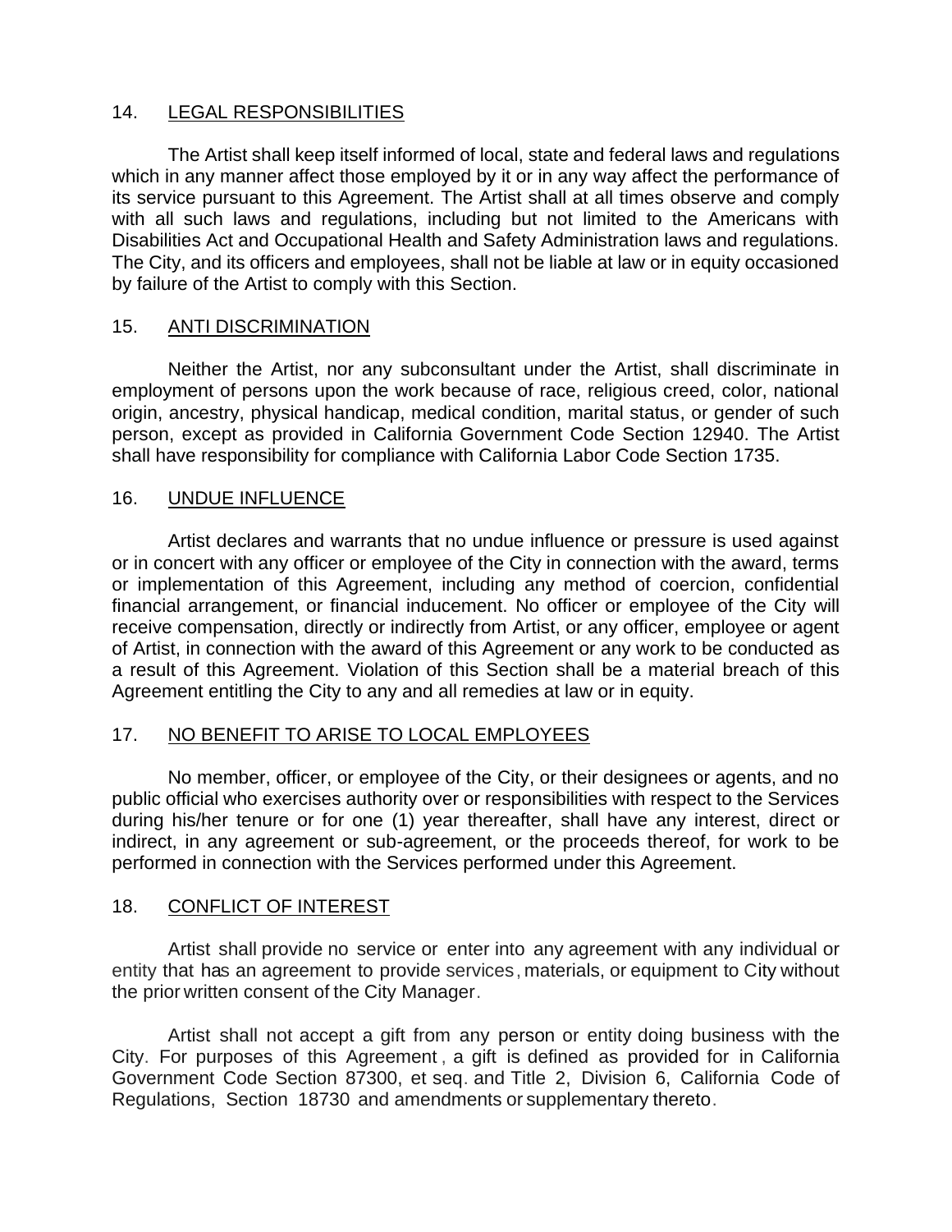## 14. LEGAL RESPONSIBILITIES

The Artist shall keep itself informed of local, state and federal laws and regulations which in any manner affect those employed by it or in any way affect the performance of its service pursuant to this Agreement. The Artist shall at all times observe and comply with all such laws and regulations, including but not limited to the Americans with Disabilities Act and Occupational Health and Safety Administration laws and regulations. The City, and its officers and employees, shall not be liable at law or in equity occasioned by failure of the Artist to comply with this Section.

## 15. ANTI DISCRIMINATION

Neither the Artist, nor any subconsultant under the Artist, shall discriminate in employment of persons upon the work because of race, religious creed, color, national origin, ancestry, physical handicap, medical condition, marital status, or gender of such person, except as provided in California Government Code Section 12940. The Artist shall have responsibility for compliance with California Labor Code Section 1735.

## 16. UNDUE INFLUENCE

Artist declares and warrants that no undue influence or pressure is used against or in concert with any officer or employee of the City in connection with the award, terms or implementation of this Agreement, including any method of coercion, confidential financial arrangement, or financial inducement. No officer or employee of the City will receive compensation, directly or indirectly from Artist, or any officer, employee or agent of Artist, in connection with the award of this Agreement or any work to be conducted as a result of this Agreement. Violation of this Section shall be a material breach of this Agreement entitling the City to any and all remedies at law or in equity.

## 17. NO BENEFIT TO ARISE TO LOCAL EMPLOYEES

No member, officer, or employee of the City, or their designees or agents, and no public official who exercises authority over or responsibilities with respect to the Services during his/her tenure or for one (1) year thereafter, shall have any interest, direct or indirect, in any agreement or sub-agreement, or the proceeds thereof, for work to be performed in connection with the Services performed under this Agreement.

## 18. CONFLICT OF INTEREST

Artist shall provide no service or enter into any agreement with any individual or entity that has an agreement to provide services, materials, or equipment to City without the prior written consent of the City Manager.

Artist shall not accept a gift from any person or entity doing business with the City. For purposes of this Agreement, a gift is defined as provided for in California Government Code Section 87300, et seq. and Title 2, Division 6, California Code of Regulations, Section 18730 and amendments or supplementary thereto.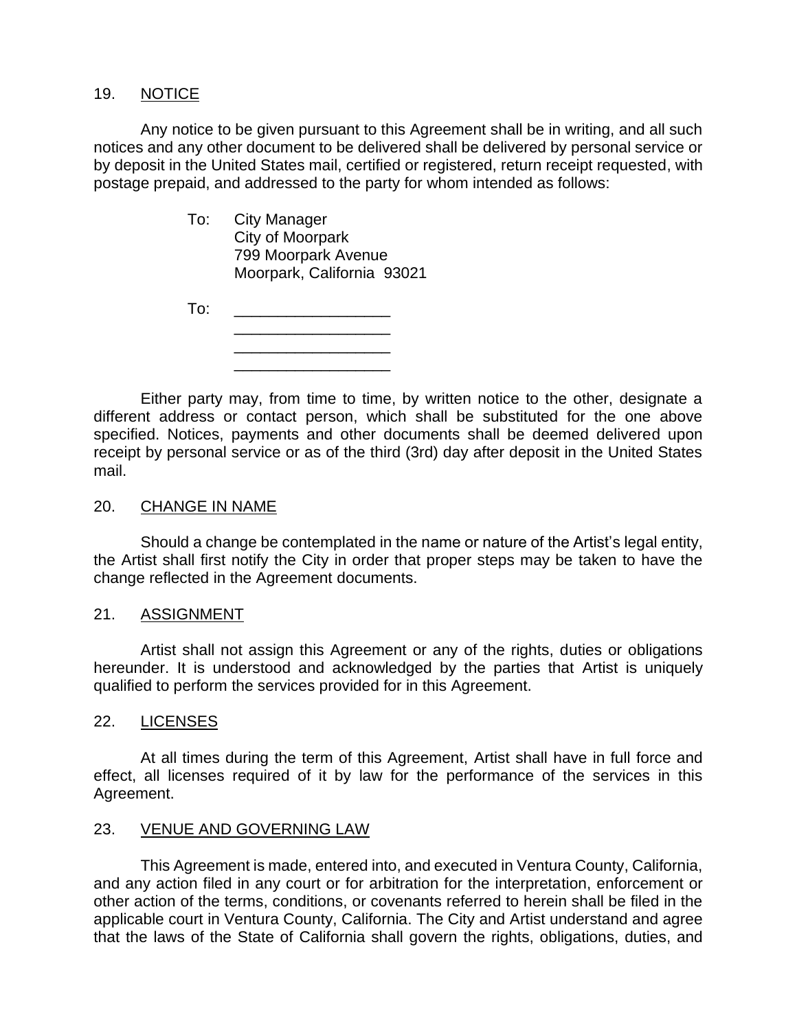## 19. NOTICE

Any notice to be given pursuant to this Agreement shall be in writing, and all such notices and any other document to be delivered shall be delivered by personal service or by deposit in the United States mail, certified or registered, return receipt requested, with postage prepaid, and addressed to the party for whom intended as follows:

> To: City Manager
> City of Moorpark
> 799 Moorpark Avenue
> Moorpark, California 93021

> To: ____________________
> ____________________
> ____________________
> ____________________

Either party may, from time to time, by written notice to the other, designate a different address or contact person, which shall be substituted for the one above specified. Notices, payments and other documents shall be deemed delivered upon receipt by personal service or as of the third (3rd) day after deposit in the United States mail.

## 20. CHANGE IN NAME

Should a change be contemplated in the name or nature of the Artist's legal entity, the Artist shall first notify the City in order that proper steps may be taken to have the change reflected in the Agreement documents.

## 21. ASSIGNMENT

Artist shall not assign this Agreement or any of the rights, duties or obligations hereunder. It is understood and acknowledged by the parties that Artist is uniquely qualified to perform the services provided for in this Agreement.

## 22. LICENSES

At all times during the term of this Agreement, Artist shall have in full force and effect, all licenses required of it by law for the performance of the services in this Agreement.

## 23. VENUE AND GOVERNING LAW

This Agreement is made, entered into, and executed in Ventura County, California, and any action filed in any court or for arbitration for the interpretation, enforcement or other action of the terms, conditions, or covenants referred to herein shall be filed in the applicable court in Ventura County, California. The City and Artist understand and agree that the laws of the State of California shall govern the rights, obligations, duties, and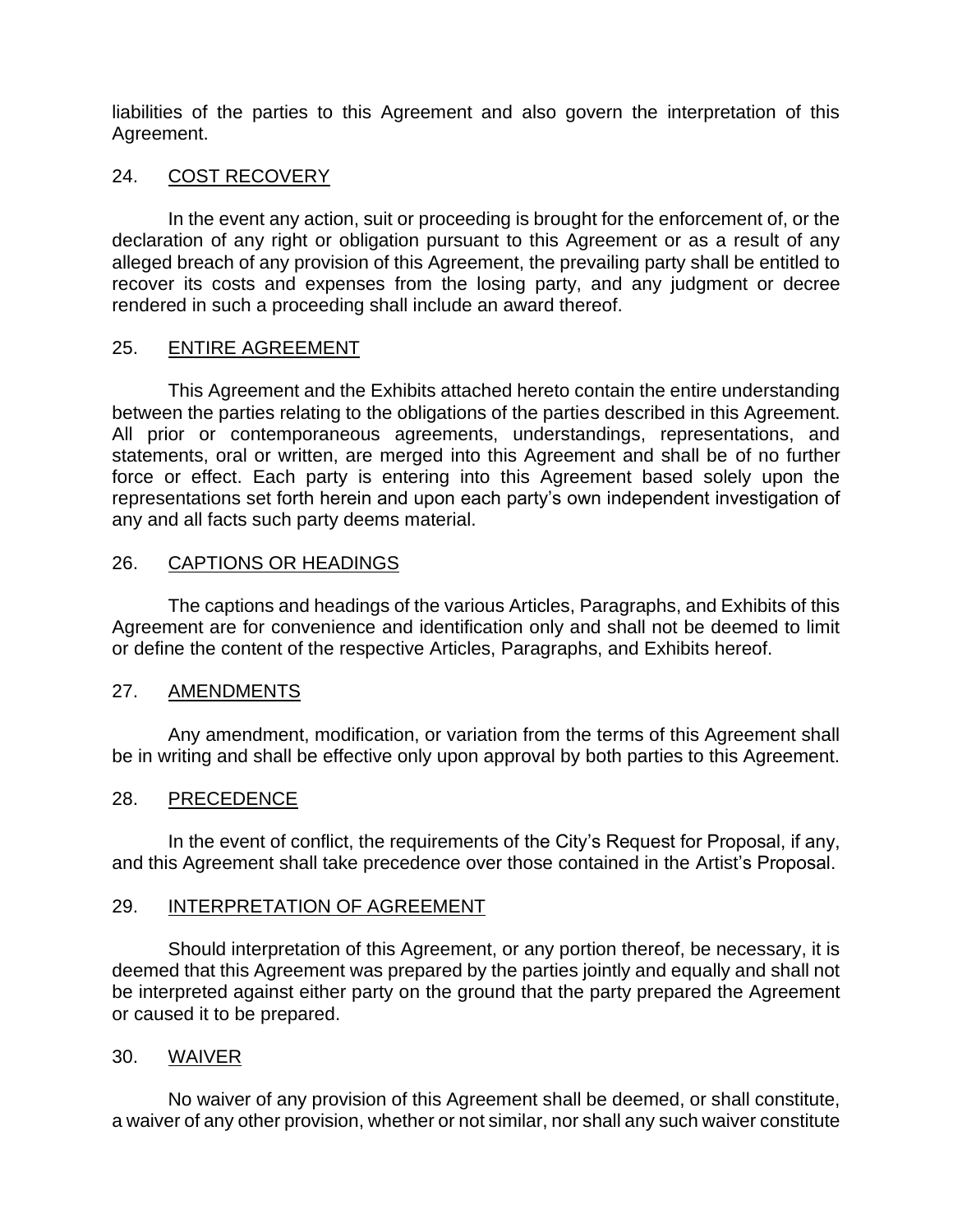liabilities of the parties to this Agreement and also govern the interpretation of this Agreement.

## 24. COST RECOVERY

In the event any action, suit or proceeding is brought for the enforcement of, or the declaration of any right or obligation pursuant to this Agreement or as a result of any alleged breach of any provision of this Agreement, the prevailing party shall be entitled to recover its costs and expenses from the losing party, and any judgment or decree rendered in such a proceeding shall include an award thereof.

## 25. ENTIRE AGREEMENT

This Agreement and the Exhibits attached hereto contain the entire understanding between the parties relating to the obligations of the parties described in this Agreement. All prior or contemporaneous agreements, understandings, representations, and statements, oral or written, are merged into this Agreement and shall be of no further force or effect. Each party is entering into this Agreement based solely upon the representations set forth herein and upon each party's own independent investigation of any and all facts such party deems material.

## 26. CAPTIONS OR HEADINGS

The captions and headings of the various Articles, Paragraphs, and Exhibits of this Agreement are for convenience and identification only and shall not be deemed to limit or define the content of the respective Articles, Paragraphs, and Exhibits hereof.

## 27. AMENDMENTS

Any amendment, modification, or variation from the terms of this Agreement shall be in writing and shall be effective only upon approval by both parties to this Agreement.

## 28. PRECEDENCE

In the event of conflict, the requirements of the City's Request for Proposal, if any, and this Agreement shall take precedence over those contained in the Artist's Proposal.

## 29. INTERPRETATION OF AGREEMENT

Should interpretation of this Agreement, or any portion thereof, be necessary, it is deemed that this Agreement was prepared by the parties jointly and equally and shall not be interpreted against either party on the ground that the party prepared the Agreement or caused it to be prepared.

## 30. WAIVER

No waiver of any provision of this Agreement shall be deemed, or shall constitute, a waiver of any other provision, whether or not similar, nor shall any such waiver constitute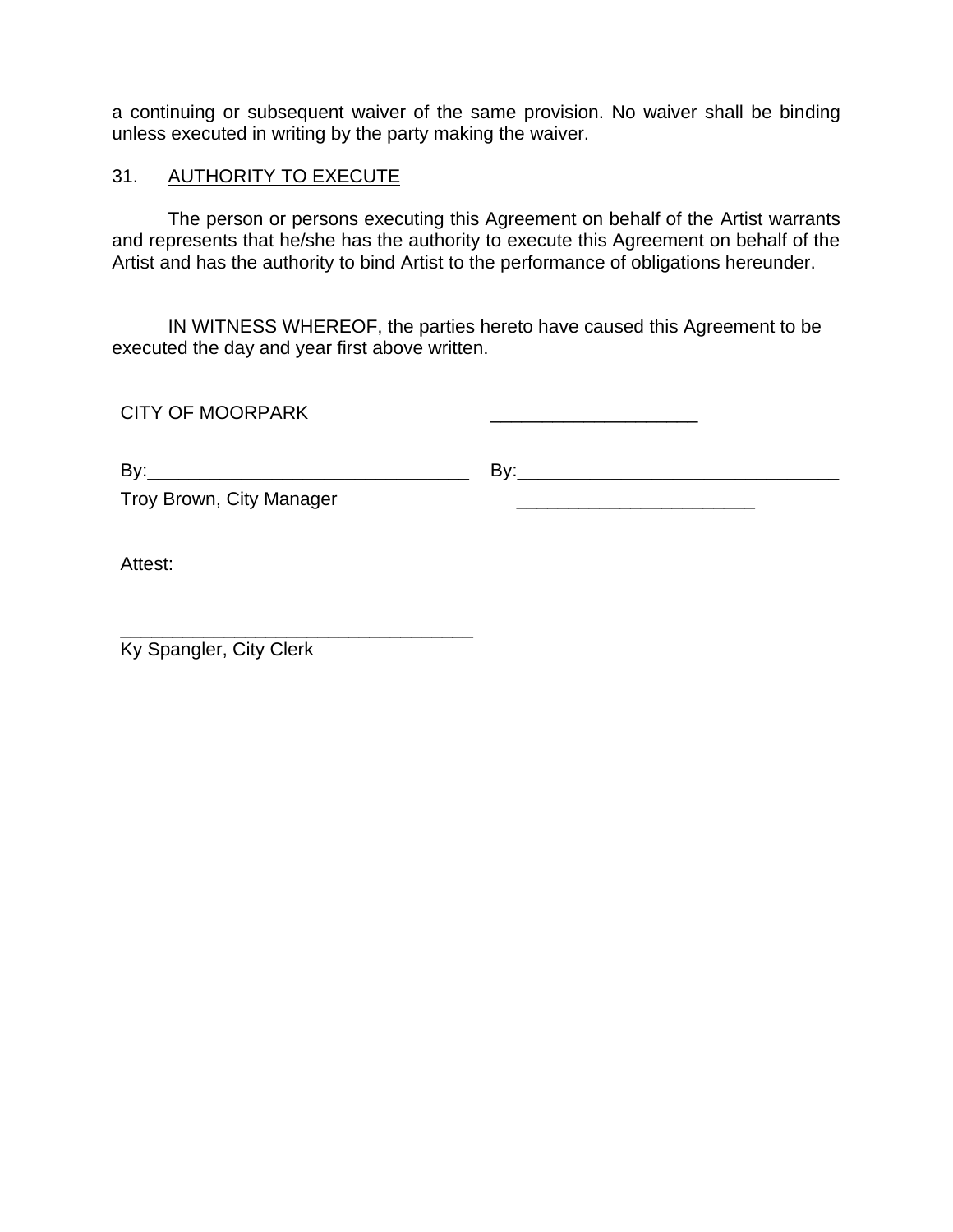a continuing or subsequent waiver of the same provision. No waiver shall be binding unless executed in writing by the party making the waiver.

31. AUTHORITY TO EXECUTE

The person or persons executing this Agreement on behalf of the Artist warrants and represents that he/she has the authority to execute this Agreement on behalf of the Artist and has the authority to bind Artist to the performance of obligations hereunder.

IN WITNESS WHEREOF, the parties hereto have caused this Agreement to be executed the day and year first above written.

| CITY OF MOORPARK | ____________________ |
|---|---|
| By:_______________________________ | By:_______________________________ |
| Troy Brown, City Manager | _______________________ |

Attest:

__________________________________
Ky Spangler, City Clerk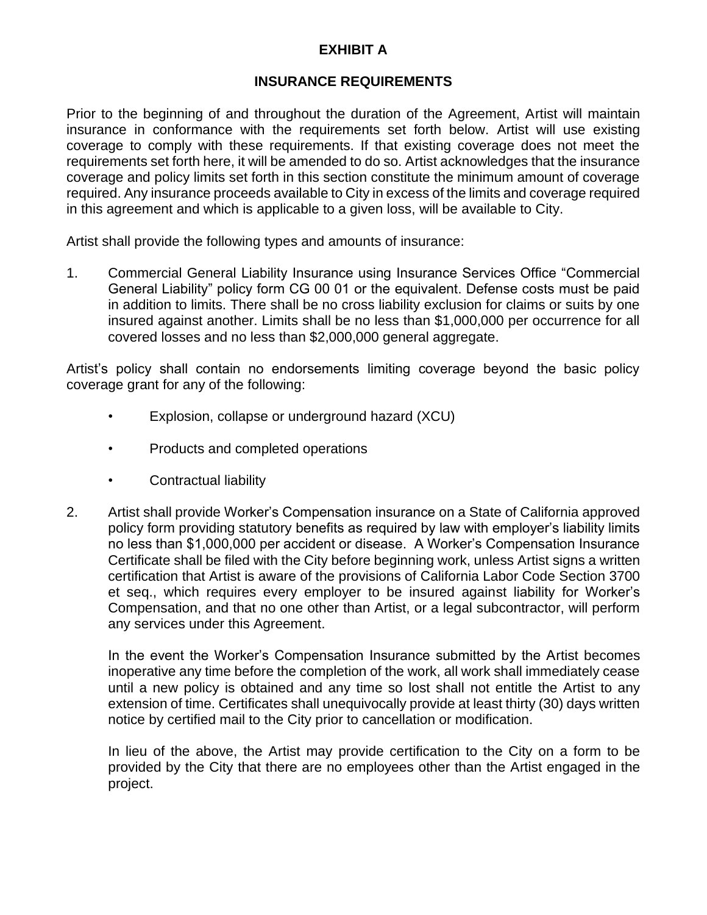# EXHIBIT A

## INSURANCE REQUIREMENTS

Prior to the beginning of and throughout the duration of the Agreement, Artist will maintain insurance in conformance with the requirements set forth below. Artist will use existing coverage to comply with these requirements. If that existing coverage does not meet the requirements set forth here, it will be amended to do so. Artist acknowledges that the insurance coverage and policy limits set forth in this section constitute the minimum amount of coverage required. Any insurance proceeds available to City in excess of the limits and coverage required in this agreement and which is applicable to a given loss, will be available to City.

Artist shall provide the following types and amounts of insurance:

1. Commercial General Liability Insurance using Insurance Services Office "Commercial General Liability" policy form CG 00 01 or the equivalent. Defense costs must be paid in addition to limits. There shall be no cross liability exclusion for claims or suits by one insured against another. Limits shall be no less than $1,000,000 per occurrence for all covered losses and no less than $2,000,000 general aggregate.

Artist's policy shall contain no endorsements limiting coverage beyond the basic policy coverage grant for any of the following:

- Explosion, collapse or underground hazard (XCU)
- Products and completed operations
- Contractual liability

2. Artist shall provide Worker's Compensation insurance on a State of California approved policy form providing statutory benefits as required by law with employer's liability limits no less than $1,000,000 per accident or disease. A Worker's Compensation Insurance Certificate shall be filed with the City before beginning work, unless Artist signs a written certification that Artist is aware of the provisions of California Labor Code Section 3700 et seq., which requires every employer to be insured against liability for Worker's Compensation, and that no one other than Artist, or a legal subcontractor, will perform any services under this Agreement.

   In the event the Worker's Compensation Insurance submitted by the Artist becomes inoperative any time before the completion of the work, all work shall immediately cease until a new policy is obtained and any time so lost shall not entitle the Artist to any extension of time. Certificates shall unequivocally provide at least thirty (30) days written notice by certified mail to the City prior to cancellation or modification.

   In lieu of the above, the Artist may provide certification to the City on a form to be provided by the City that there are no employees other than the Artist engaged in the project.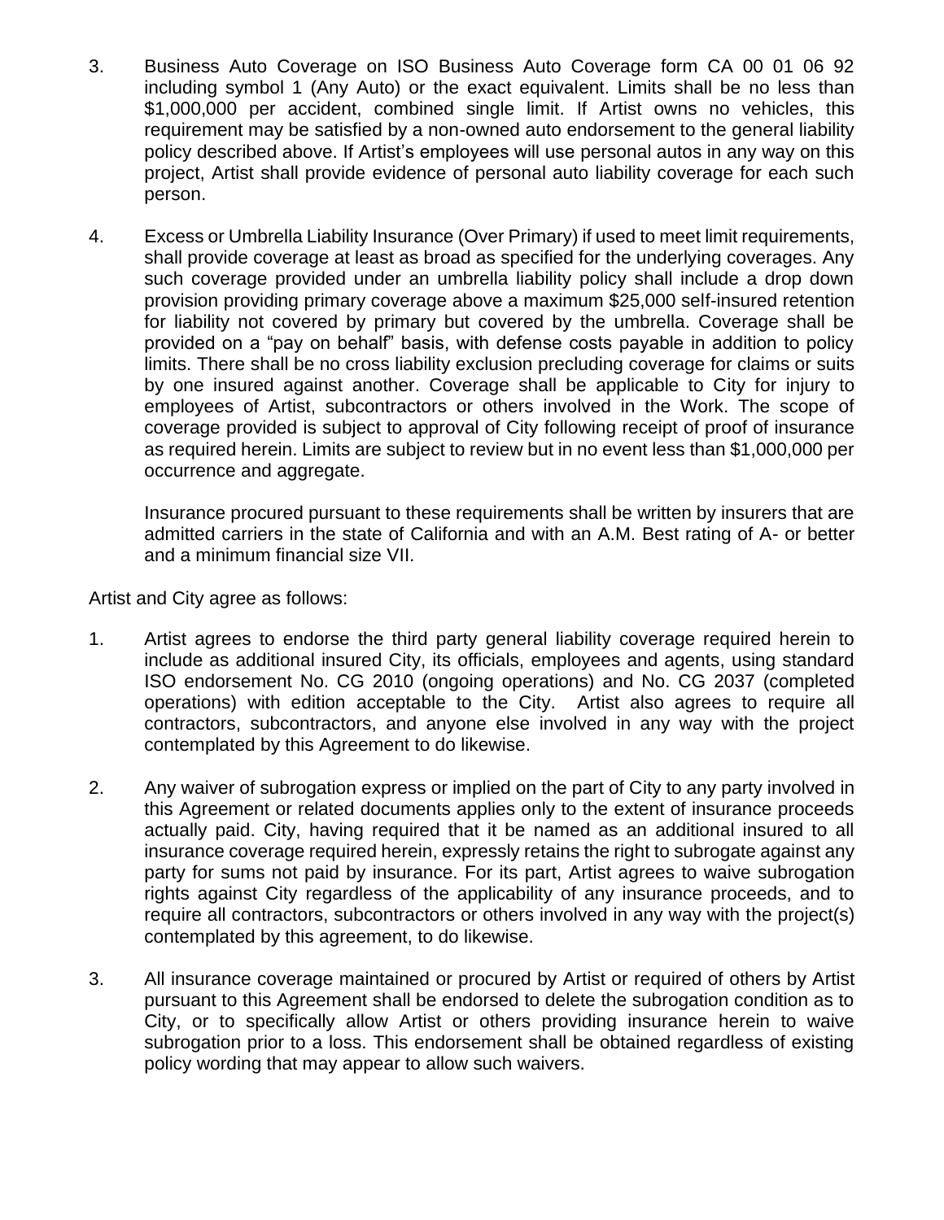3. Business Auto Coverage on ISO Business Auto Coverage form CA 00 01 06 92 including symbol 1 (Any Auto) or the exact equivalent. Limits shall be no less than $1,000,000 per accident, combined single limit. If Artist owns no vehicles, this requirement may be satisfied by a non-owned auto endorsement to the general liability policy described above. If Artist's employees will use personal autos in any way on this project, Artist shall provide evidence of personal auto liability coverage for each such person.

4. Excess or Umbrella Liability Insurance (Over Primary) if used to meet limit requirements, shall provide coverage at least as broad as specified for the underlying coverages. Any such coverage provided under an umbrella liability policy shall include a drop down provision providing primary coverage above a maximum $25,000 self-insured retention for liability not covered by primary but covered by the umbrella. Coverage shall be provided on a "pay on behalf" basis, with defense costs payable in addition to policy limits. There shall be no cross liability exclusion precluding coverage for claims or suits by one insured against another. Coverage shall be applicable to City for injury to employees of Artist, subcontractors or others involved in the Work. The scope of coverage provided is subject to approval of City following receipt of proof of insurance as required herein. Limits are subject to review but in no event less than $1,000,000 per occurrence and aggregate.

   Insurance procured pursuant to these requirements shall be written by insurers that are admitted carriers in the state of California and with an A.M. Best rating of A- or better and a minimum financial size VII.

Artist and City agree as follows:

1. Artist agrees to endorse the third party general liability coverage required herein to include as additional insured City, its officials, employees and agents, using standard ISO endorsement No. CG 2010 (ongoing operations) and No. CG 2037 (completed operations) with edition acceptable to the City. Artist also agrees to require all contractors, subcontractors, and anyone else involved in any way with the project contemplated by this Agreement to do likewise.

2. Any waiver of subrogation express or implied on the part of City to any party involved in this Agreement or related documents applies only to the extent of insurance proceeds actually paid. City, having required that it be named as an additional insured to all insurance coverage required herein, expressly retains the right to subrogate against any party for sums not paid by insurance. For its part, Artist agrees to waive subrogation rights against City regardless of the applicability of any insurance proceeds, and to require all contractors, subcontractors or others involved in any way with the project(s) contemplated by this agreement, to do likewise.

3. All insurance coverage maintained or procured by Artist or required of others by Artist pursuant to this Agreement shall be endorsed to delete the subrogation condition as to City, or to specifically allow Artist or others providing insurance herein to waive subrogation prior to a loss. This endorsement shall be obtained regardless of existing policy wording that may appear to allow such waivers.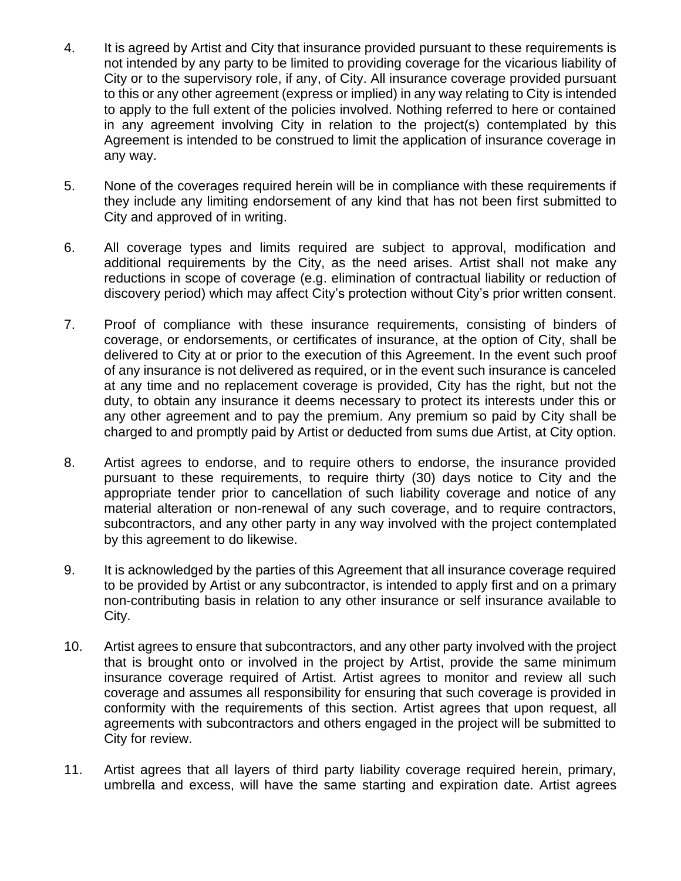4. It is agreed by Artist and City that insurance provided pursuant to these requirements is not intended by any party to be limited to providing coverage for the vicarious liability of City or to the supervisory role, if any, of City. All insurance coverage provided pursuant to this or any other agreement (express or implied) in any way relating to City is intended to apply to the full extent of the policies involved. Nothing referred to here or contained in any agreement involving City in relation to the project(s) contemplated by this Agreement is intended to be construed to limit the application of insurance coverage in any way.

5. None of the coverages required herein will be in compliance with these requirements if they include any limiting endorsement of any kind that has not been first submitted to City and approved of in writing.

6. All coverage types and limits required are subject to approval, modification and additional requirements by the City, as the need arises. Artist shall not make any reductions in scope of coverage (e.g. elimination of contractual liability or reduction of discovery period) which may affect City's protection without City's prior written consent.

7. Proof of compliance with these insurance requirements, consisting of binders of coverage, or endorsements, or certificates of insurance, at the option of City, shall be delivered to City at or prior to the execution of this Agreement. In the event such proof of any insurance is not delivered as required, or in the event such insurance is canceled at any time and no replacement coverage is provided, City has the right, but not the duty, to obtain any insurance it deems necessary to protect its interests under this or any other agreement and to pay the premium. Any premium so paid by City shall be charged to and promptly paid by Artist or deducted from sums due Artist, at City option.

8. Artist agrees to endorse, and to require others to endorse, the insurance provided pursuant to these requirements, to require thirty (30) days notice to City and the appropriate tender prior to cancellation of such liability coverage and notice of any material alteration or non-renewal of any such coverage, and to require contractors, subcontractors, and any other party in any way involved with the project contemplated by this agreement to do likewise.

9. It is acknowledged by the parties of this Agreement that all insurance coverage required to be provided by Artist or any subcontractor, is intended to apply first and on a primary non-contributing basis in relation to any other insurance or self insurance available to City.

10. Artist agrees to ensure that subcontractors, and any other party involved with the project that is brought onto or involved in the project by Artist, provide the same minimum insurance coverage required of Artist. Artist agrees to monitor and review all such coverage and assumes all responsibility for ensuring that such coverage is provided in conformity with the requirements of this section. Artist agrees that upon request, all agreements with subcontractors and others engaged in the project will be submitted to City for review.

11. Artist agrees that all layers of third party liability coverage required herein, primary, umbrella and excess, will have the same starting and expiration date. Artist agrees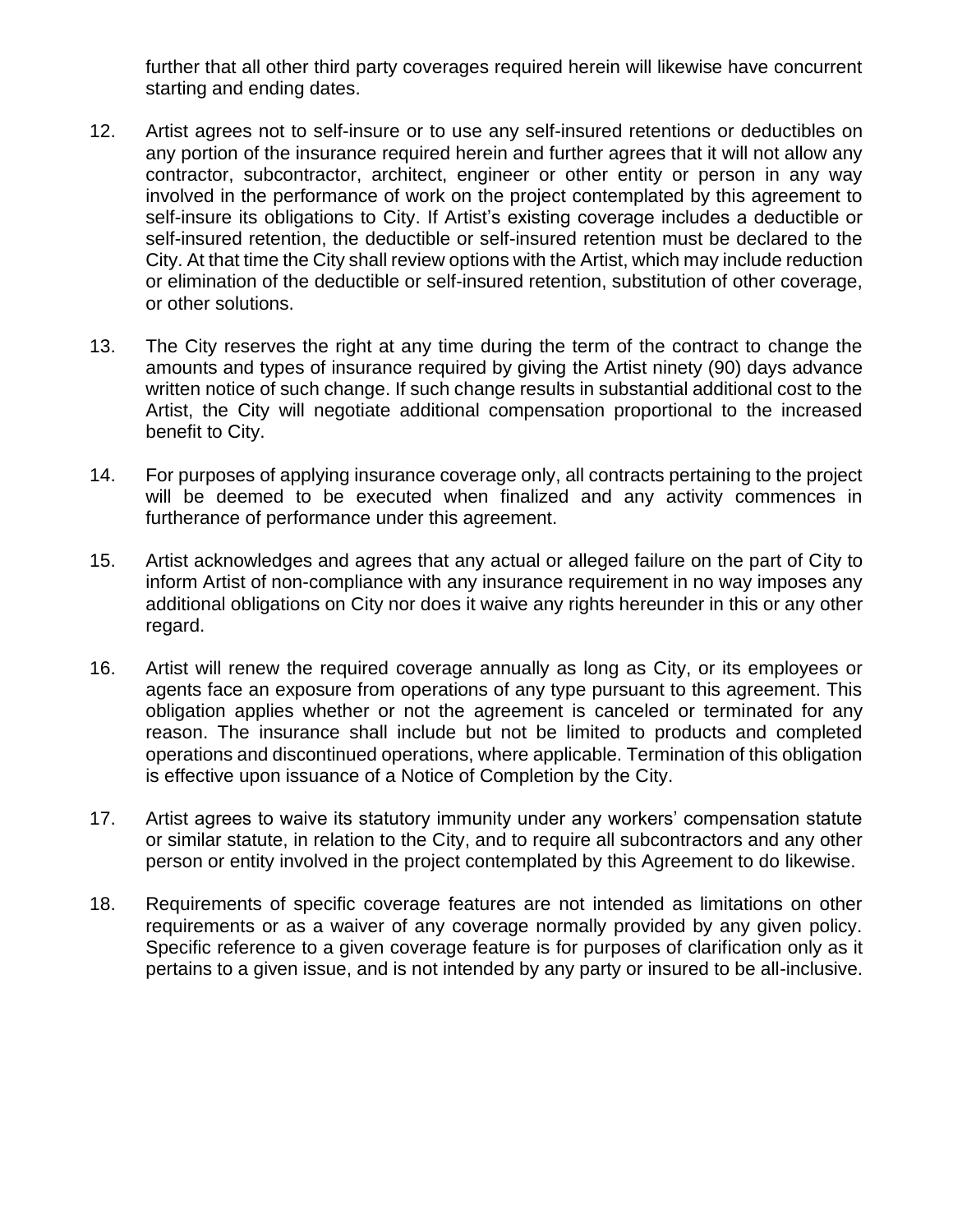further that all other third party coverages required herein will likewise have concurrent starting and ending dates.

12. Artist agrees not to self-insure or to use any self-insured retentions or deductibles on any portion of the insurance required herein and further agrees that it will not allow any contractor, subcontractor, architect, engineer or other entity or person in any way involved in the performance of work on the project contemplated by this agreement to self-insure its obligations to City. If Artist's existing coverage includes a deductible or self-insured retention, the deductible or self-insured retention must be declared to the City. At that time the City shall review options with the Artist, which may include reduction or elimination of the deductible or self-insured retention, substitution of other coverage, or other solutions.

13. The City reserves the right at any time during the term of the contract to change the amounts and types of insurance required by giving the Artist ninety (90) days advance written notice of such change. If such change results in substantial additional cost to the Artist, the City will negotiate additional compensation proportional to the increased benefit to City.

14. For purposes of applying insurance coverage only, all contracts pertaining to the project will be deemed to be executed when finalized and any activity commences in furtherance of performance under this agreement.

15. Artist acknowledges and agrees that any actual or alleged failure on the part of City to inform Artist of non-compliance with any insurance requirement in no way imposes any additional obligations on City nor does it waive any rights hereunder in this or any other regard.

16. Artist will renew the required coverage annually as long as City, or its employees or agents face an exposure from operations of any type pursuant to this agreement. This obligation applies whether or not the agreement is canceled or terminated for any reason. The insurance shall include but not be limited to products and completed operations and discontinued operations, where applicable. Termination of this obligation is effective upon issuance of a Notice of Completion by the City.

17. Artist agrees to waive its statutory immunity under any workers' compensation statute or similar statute, in relation to the City, and to require all subcontractors and any other person or entity involved in the project contemplated by this Agreement to do likewise.

18. Requirements of specific coverage features are not intended as limitations on other requirements or as a waiver of any coverage normally provided by any given policy. Specific reference to a given coverage feature is for purposes of clarification only as it pertains to a given issue, and is not intended by any party or insured to be all-inclusive.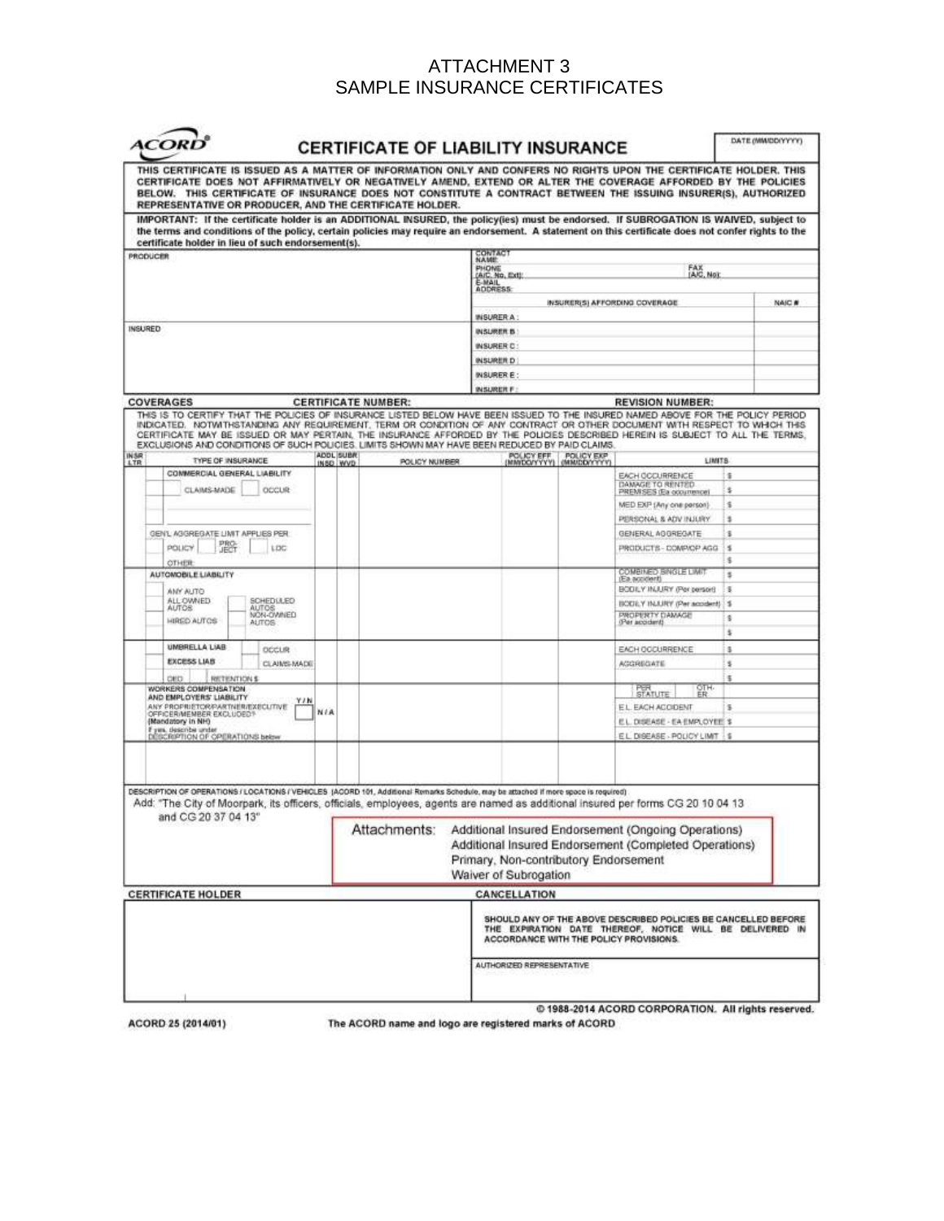# ATTACHMENT 3
# SAMPLE INSURANCE CERTIFICATES

**ACORD®** **CERTIFICATE OF LIABILITY INSURANCE** DATE (MM/DD/YYYY)

**THIS CERTIFICATE IS ISSUED AS A MATTER OF INFORMATION ONLY AND CONFERS NO RIGHTS UPON THE CERTIFICATE HOLDER. THIS CERTIFICATE DOES NOT AFFIRMATIVELY OR NEGATIVELY AMEND, EXTEND OR ALTER THE COVERAGE AFFORDED BY THE POLICIES BELOW. THIS CERTIFICATE OF INSURANCE DOES NOT CONSTITUTE A CONTRACT BETWEEN THE ISSUING INSURER(S), AUTHORIZED REPRESENTATIVE OR PRODUCER, AND THE CERTIFICATE HOLDER.**

**IMPORTANT: If the certificate holder is an ADDITIONAL INSURED, the policy(ies) must be endorsed. If SUBROGATION IS WAIVED, subject to the terms and conditions of the policy, certain policies may require an endorsement. A statement on this certificate does not confer rights to the certificate holder in lieu of such endorsement(s).**

| PRODUCER | CONTACT NAME: | | |
|---|---|---|---|
| | PHONE (A/C, No, Ext): | FAX (A/C, No): | |
| | E-MAIL ADDRESS: | | |
| | INSURER(S) AFFORDING COVERAGE | | NAIC # |
| | INSURER A : | | |
| INSURED | INSURER B : | | |
| | INSURER C : | | |
| | INSURER D : | | |
| | INSURER E : | | |
| | INSURER F : | | |

**COVERAGES** **CERTIFICATE NUMBER:** **REVISION NUMBER:**

THIS IS TO CERTIFY THAT THE POLICIES OF INSURANCE LISTED BELOW HAVE BEEN ISSUED TO THE INSURED NAMED ABOVE FOR THE POLICY PERIOD INDICATED. NOTWITHSTANDING ANY REQUIREMENT, TERM OR CONDITION OF ANY CONTRACT OR OTHER DOCUMENT WITH RESPECT TO WHICH THIS CERTIFICATE MAY BE ISSUED OR MAY PERTAIN, THE INSURANCE AFFORDED BY THE POLICIES DESCRIBED HEREIN IS SUBJECT TO ALL THE TERMS, EXCLUSIONS AND CONDITIONS OF SUCH POLICIES. LIMITS SHOWN MAY HAVE BEEN REDUCED BY PAID CLAIMS.

| INSR LTR | TYPE OF INSURANCE | ADDL INSD | SUBR WVD | POLICY NUMBER | POLICY EFF (MM/DD/YYYY) | POLICY EXP (MM/DD/YYYY) | LIMITS | |
|---|---|---|---|---|---|---|---|---|
| | COMMERCIAL GENERAL LIABILITY | | | | | | EACH OCCURRENCE | $ |
| | CLAIMS-MADE / OCCUR | | | | | | DAMAGE TO RENTED PREMISES (Ea occurrence) | $ |
| | | | | | | | MED EXP (Any one person) | $ |
| | | | | | | | PERSONAL & ADV INJURY | $ |
| | GEN'L AGGREGATE LIMIT APPLIES PER: | | | | | | GENERAL AGGREGATE | $ |
| | POLICY / PRO-JECT / LOC | | | | | | PRODUCTS - COMP/OP AGG | $ |
| | OTHER: | | | | | | | $ |
| | AUTOMOBILE LIABILITY | | | | | | COMBINED SINGLE LIMIT (Ea accident) | $ |
| | ANY AUTO | | | | | | BODILY INJURY (Per person) | $ |
| | ALL OWNED AUTOS / SCHEDULED AUTOS | | | | | | BODILY INJURY (Per accident) | $ |
| | HIRED AUTOS / NON-OWNED AUTOS | | | | | | PROPERTY DAMAGE (Per accident) | $ |
| | | | | | | | | $ |
| | UMBRELLA LIAB / OCCUR | | | | | | EACH OCCURRENCE | $ |
| | EXCESS LIAB / CLAIMS-MADE | | | | | | AGGREGATE | $ |
| | DED / RETENTION $ | | | | | | | $ |
| | WORKERS COMPENSATION AND EMPLOYERS' LIABILITY Y/N | | | | | | PER STATUTE / OTH-ER | |
| | ANY PROPRIETOR/PARTNER/EXECUTIVE OFFICER/MEMBER EXCLUDED? (Mandatory in NH) | N/A | | | | | E.L. EACH ACCIDENT | $ |
| | If yes, describe under DESCRIPTION OF OPERATIONS below | | | | | | E.L. DISEASE - EA EMPLOYEE | $ |
| | | | | | | | E.L. DISEASE - POLICY LIMIT | $ |
| | | | | | | | | |

DESCRIPTION OF OPERATIONS / LOCATIONS / VEHICLES (ACORD 101, Additional Remarks Schedule, may be attached if more space is required)

Add: "The City of Moorpark, its officers, officials, employees, agents are named as additional insured per forms CG 20 10 04 13 and CG 20 37 04 13"

Attachments:
- Additional Insured Endorsement (Ongoing Operations)
- Additional Insured Endorsement (Completed Operations)
- Primary, Non-contributory Endorsement
- Waiver of Subrogation

| CERTIFICATE HOLDER | CANCELLATION |
|---|---|
| | SHOULD ANY OF THE ABOVE DESCRIBED POLICIES BE CANCELLED BEFORE THE EXPIRATION DATE THEREOF, NOTICE WILL BE DELIVERED IN ACCORDANCE WITH THE POLICY PROVISIONS. |
| | AUTHORIZED REPRESENTATIVE |

© 1988-2014 ACORD CORPORATION. All rights reserved.

ACORD 25 (2014/01) The ACORD name and logo are registered marks of ACORD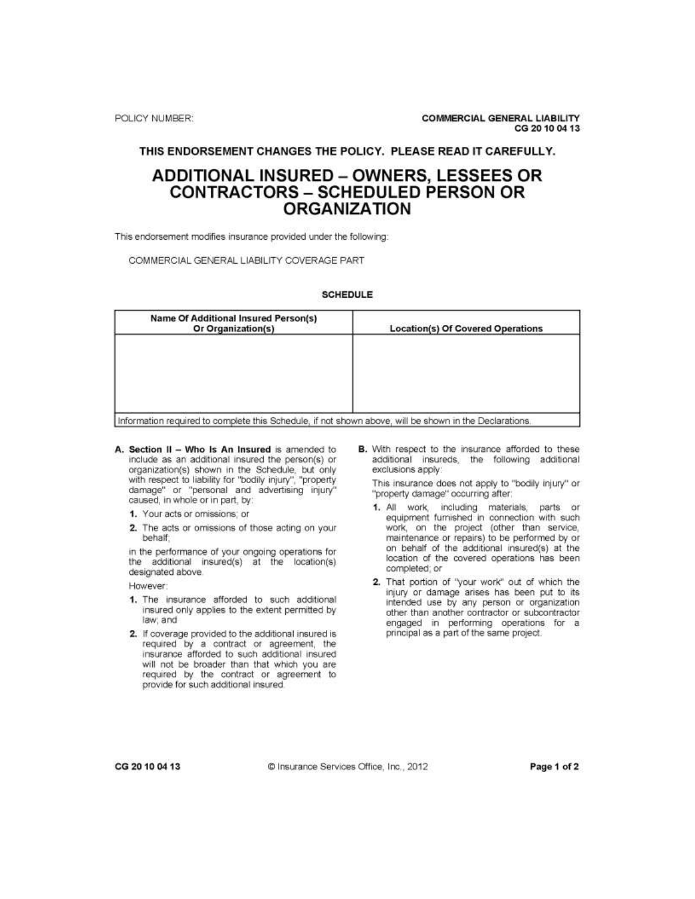POLICY NUMBER:

**COMMERCIAL GENERAL LIABILITY**
**CG 20 10 04 13**

**THIS ENDORSEMENT CHANGES THE POLICY. PLEASE READ IT CAREFULLY.**

# ADDITIONAL INSURED – OWNERS, LESSEES OR CONTRACTORS – SCHEDULED PERSON OR ORGANIZATION

This endorsement modifies insurance provided under the following:

COMMERCIAL GENERAL LIABILITY COVERAGE PART

**SCHEDULE**

| Name Of Additional Insured Person(s) Or Organization(s) | Location(s) Of Covered Operations |
|---|---|
| | |

Information required to complete this Schedule, if not shown above, will be shown in the Declarations.

**A. Section II – Who Is An Insured** is amended to include as an additional insured the person(s) or organization(s) shown in the Schedule, but only with respect to liability for "bodily injury", "property damage" or "personal and advertising injury" caused, in whole or in part, by:

1. Your acts or omissions; or
2. The acts or omissions of those acting on your behalf;

in the performance of your ongoing operations for the additional insured(s) at the location(s) designated above.

However:

1. The insurance afforded to such additional insured only applies to the extent permitted by law; and
2. If coverage provided to the additional insured is required by a contract or agreement, the insurance afforded to such additional insured will not be broader than that which you are required by the contract or agreement to provide for such additional insured.

**B.** With respect to the insurance afforded to these additional insureds, the following additional exclusions apply:

This insurance does not apply to "bodily injury" or "property damage" occurring after:

1. All work, including materials, parts or equipment furnished in connection with such work, on the project (other than service, maintenance or repairs) to be performed by or on behalf of the additional insured(s) at the location of the covered operations has been completed; or
2. That portion of "your work" out of which the injury or damage arises has been put to its intended use by any person or organization other than another contractor or subcontractor engaged in performing operations for a principal as a part of the same project.

CG 20 10 04 13 © Insurance Services Office, Inc., 2012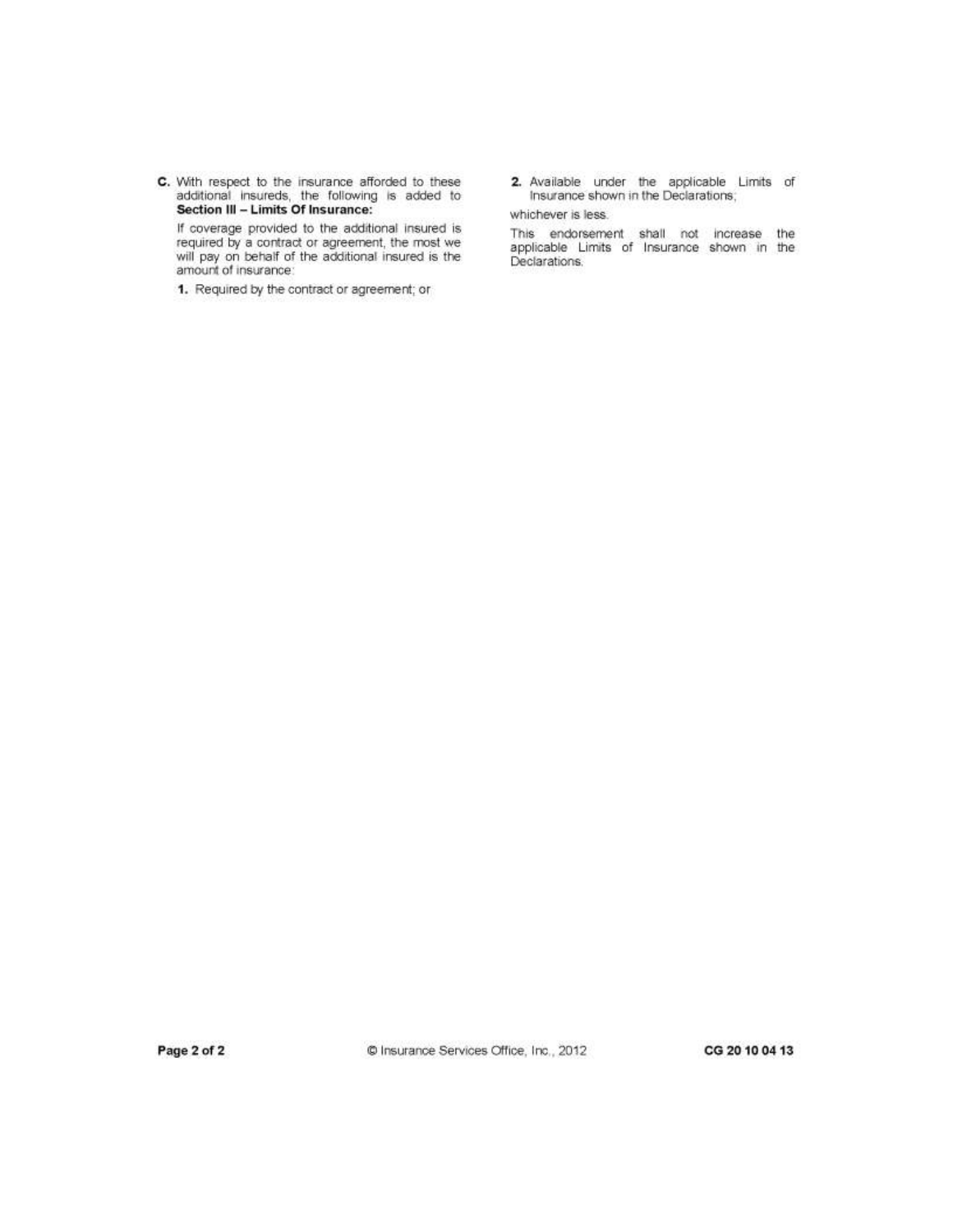**C.** With respect to the insurance afforded to these additional insureds, the following is added to **Section III – Limits Of Insurance:**

If coverage provided to the additional insured is required by a contract or agreement, the most we will pay on behalf of the additional insured is the amount of insurance:

**1.** Required by the contract or agreement; or

**2.** Available under the applicable Limits of Insurance shown in the Declarations;

whichever is less.

This endorsement shall not increase the applicable Limits of Insurance shown in the Declarations.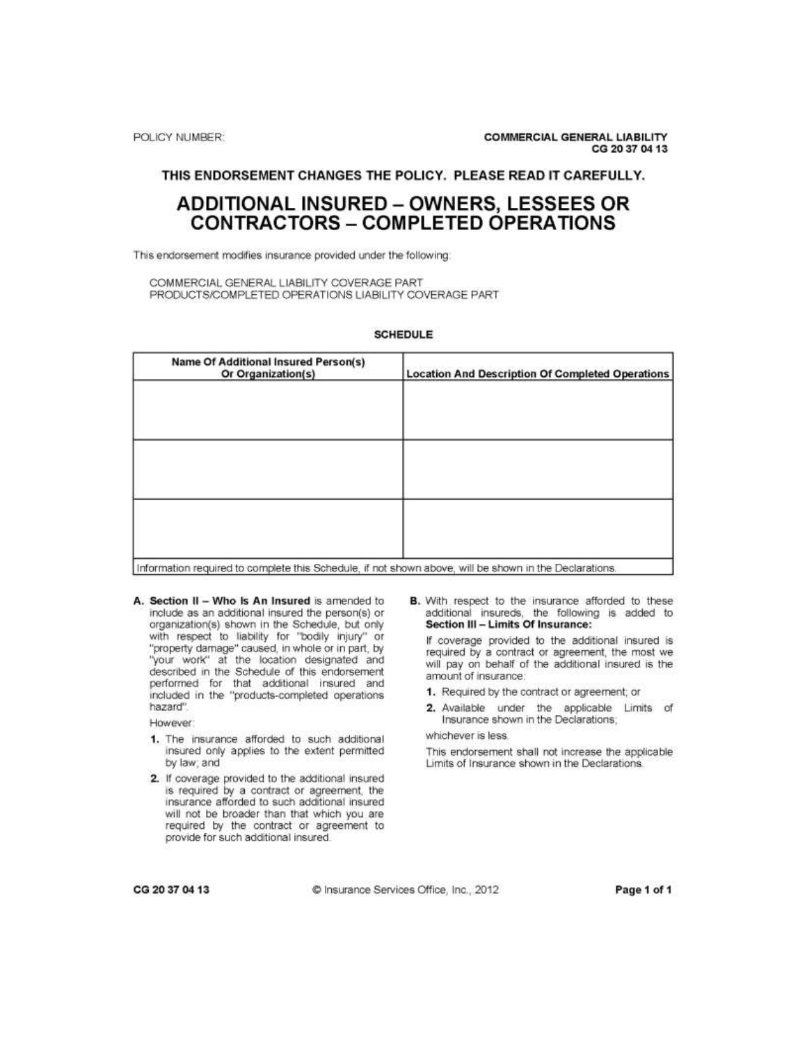POLICY NUMBER:

**COMMERCIAL GENERAL LIABILITY**
**CG 20 37 04 13**

**THIS ENDORSEMENT CHANGES THE POLICY. PLEASE READ IT CAREFULLY.**

# ADDITIONAL INSURED – OWNERS, LESSEES OR CONTRACTORS – COMPLETED OPERATIONS

This endorsement modifies insurance provided under the following:

COMMERCIAL GENERAL LIABILITY COVERAGE PART
PRODUCTS/COMPLETED OPERATIONS LIABILITY COVERAGE PART

**SCHEDULE**

| Name Of Additional Insured Person(s) Or Organization(s) | Location And Description Of Completed Operations |
|---|---|
| | |
| | |
| | |
| Information required to complete this Schedule, if not shown above, will be shown in the Declarations. | |

**A. Section II – Who Is An Insured** is amended to include as an additional insured the person(s) or organization(s) shown in the Schedule, but only with respect to liability for "bodily injury" or "property damage" caused, in whole or in part, by "your work" at the location designated and described in the Schedule of this endorsement performed for that additional insured and included in the "products-completed operations hazard".

However:

1. The insurance afforded to such additional insured only applies to the extent permitted by law; and
2. If coverage provided to the additional insured is required by a contract or agreement, the insurance afforded to such additional insured will not be broader than that which you are required by the contract or agreement to provide for such additional insured.

**B.** With respect to the insurance afforded to these additional insureds, the following is added to **Section III – Limits Of Insurance:**

If coverage provided to the additional insured is required by a contract or agreement, the most we will pay on behalf of the additional insured is the amount of insurance:

1. Required by the contract or agreement; or
2. Available under the applicable Limits of Insurance shown in the Declarations;

whichever is less.

This endorsement shall not increase the applicable Limits of Insurance shown in the Declarations.

CG 20 37 04 13 © Insurance Services Office, Inc., 2012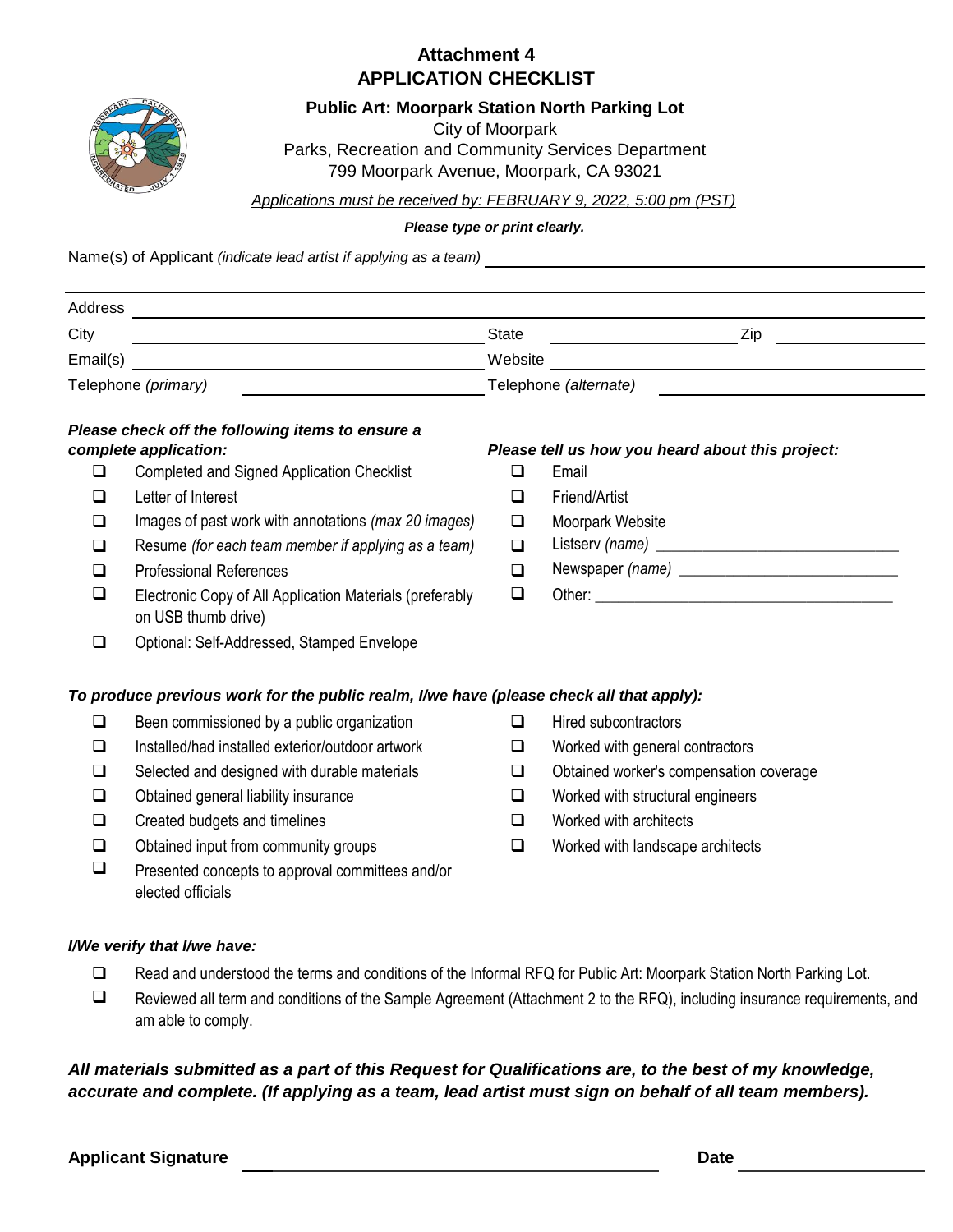# Attachment 4
# APPLICATION CHECKLIST

**Public Art: Moorpark Station North Parking Lot**

City of Moorpark
Parks, Recreation and Community Services Department
799 Moorpark Avenue, Moorpark, CA 93021

*Applications must be received by: FEBRUARY 9, 2022, 5:00 pm (PST)*

***Please type or print clearly.***

Name(s) of Applicant *(indicate lead artist if applying as a team)* ______________________

______________________

Address ______________________

City ______________ State ______________ Zip ______________

Email(s) ______________ Website ______________

Telephone *(primary)* ______________ Telephone *(alternate)* ______________

***Please check off the following items to ensure a complete application:***

- ❑ Completed and Signed Application Checklist
- ❑ Letter of Interest
- ❑ Images of past work with annotations *(max 20 images)*
- ❑ Resume *(for each team member if applying as a team)*
- ❑ Professional References
- ❑ Electronic Copy of All Application Materials (preferably on USB thumb drive)
- ❑ Optional: Self-Addressed, Stamped Envelope

***Please tell us how you heard about this project:***

- ❑ Email
- ❑ Friend/Artist
- ❑ Moorpark Website
- ❑ Listserv *(name)* ______________________
- ❑ Newspaper *(name)* ______________________
- ❑ Other: ______________________

***To produce previous work for the public realm, I/we have (please check all that apply):***

- ❑ Been commissioned by a public organization
- ❑ Installed/had installed exterior/outdoor artwork
- ❑ Selected and designed with durable materials
- ❑ Obtained general liability insurance
- ❑ Created budgets and timelines
- ❑ Obtained input from community groups
- ❑ Presented concepts to approval committees and/or elected officials
- ❑ Hired subcontractors
- ❑ Worked with general contractors
- ❑ Obtained worker's compensation coverage
- ❑ Worked with structural engineers
- ❑ Worked with architects
- ❑ Worked with landscape architects

***I/We verify that I/we have:***

- ❑ Read and understood the terms and conditions of the Informal RFQ for Public Art: Moorpark Station North Parking Lot.
- ❑ Reviewed all term and conditions of the Sample Agreement (Attachment 2 to the RFQ), including insurance requirements, and am able to comply.

***All materials submitted as a part of this Request for Qualifications are, to the best of my knowledge, accurate and complete. (If applying as a team, lead artist must sign on behalf of all team members).***

**Applicant Signature** ______________________ **Date** ______________